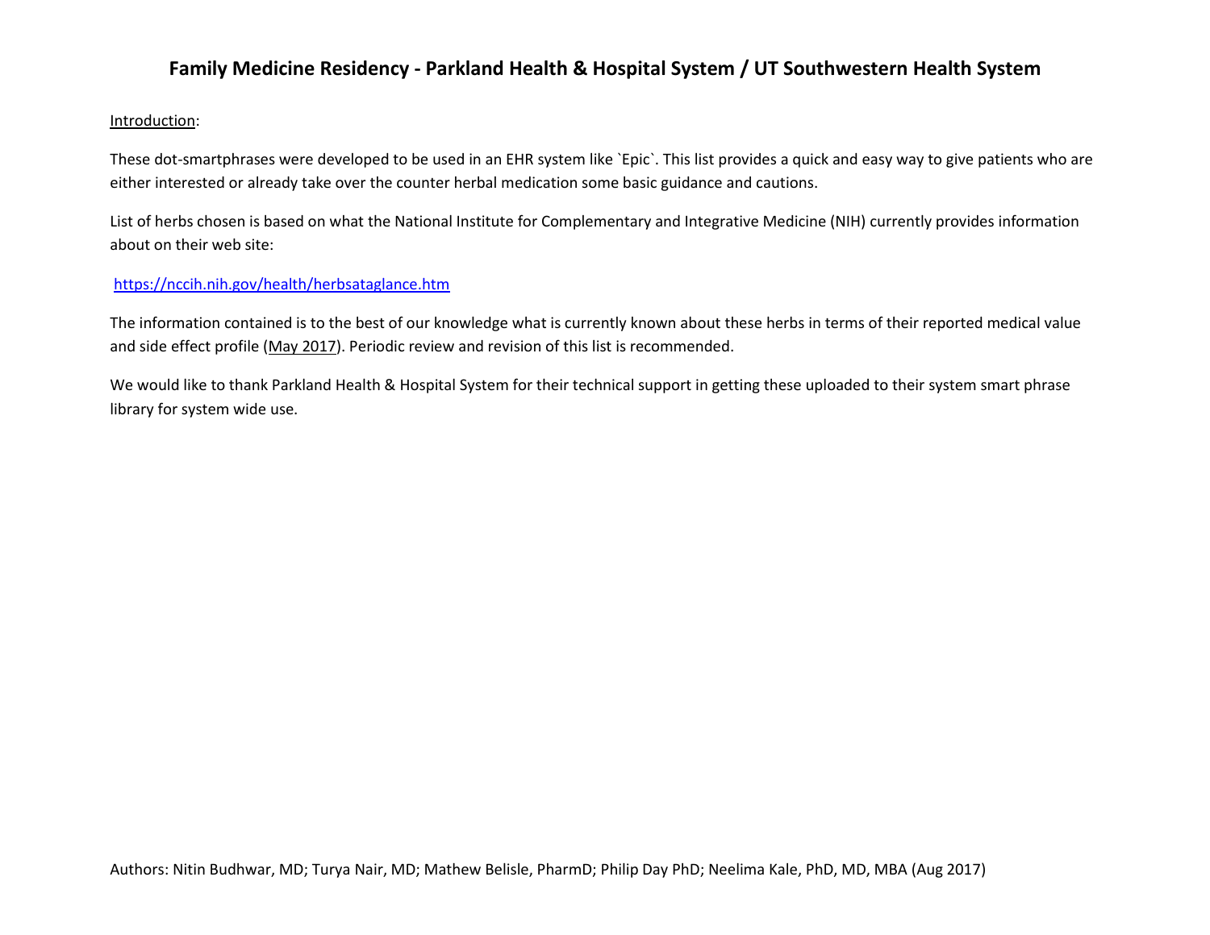# Family Medicine Residency - Parkland Health & Hospital System / UT Southwestern Health System

Introduction:

These dot-smartphrases were developed to be used in an EHR system like `Epic`. This list provides a quick and easy way to give patients who are either interested or already take over the counter herbal medication some basic guidance and cautions.

List of herbs chosen is based on what the National Institute for Complementary and Integrative Medicine (NIH) currently provides information about on their web site:

https://nccih.nih.gov/health/herbsataglance.htm

The information contained is to the best of our knowledge what is currently known about these herbs in terms of their reported medical value and side effect profile (May 2017). Periodic review and revision of this list is recommended.

We would like to thank Parkland Health & Hospital System for their technical support in getting these uploaded to their system smart phrase library for system wide use.

Authors: Nitin Budhwar, MD; Turya Nair, MD; Mathew Belisle, PharmD; Philip Day PhD; Neelima Kale, PhD, MD, MBA (Aug 2017)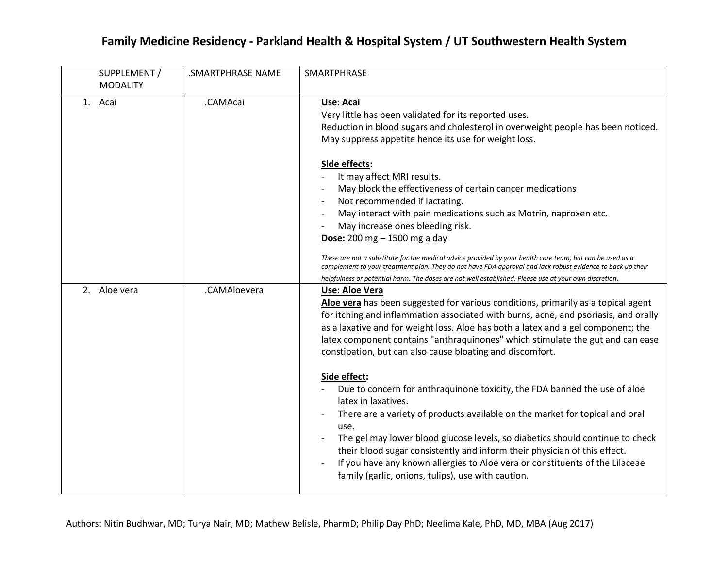# Family Medicine Residency - Parkland Health & Hospital System / UT Southwestern Health System

| SUPPLEMENT / MODALITY | .SMARTPHRASE NAME | SMARTPHRASE |
|---|---|---|
| 1. Acai | .CAMAcai | **Use**: **Acai**<br>Very little has been validated for its reported uses.<br>Reduction in blood sugars and cholesterol in overweight people has been noticed.<br>May suppress appetite hence its use for weight loss.<br><br>**Side effects:**<br>- It may affect MRI results.<br>- May block the effectiveness of certain cancer medications<br>- Not recommended if lactating.<br>- May interact with pain medications such as Motrin, naproxen etc.<br>- May increase ones bleeding risk.<br>**Dose:** 200 mg – 1500 mg a day<br><br>*These are not a substitute for the medical advice provided by your health care team, but can be used as a complement to your treatment plan. They do not have FDA approval and lack robust evidence to back up their helpfulness or potential harm. The doses are not well established. Please use at your own discretion.* |
| 2. Aloe vera | .CAMAloevera | **Use: Aloe Vera**<br>**Aloe vera** has been suggested for various conditions, primarily as a topical agent for itching and inflammation associated with burns, acne, and psoriasis, and orally as a laxative and for weight loss. Aloe has both a latex and a gel component; the latex component contains "anthraquinones" which stimulate the gut and can ease constipation, but can also cause bloating and discomfort.<br><br>**Side effect:**<br>- Due to concern for anthraquinone toxicity, the FDA banned the use of aloe latex in laxatives.<br>- There are a variety of products available on the market for topical and oral use.<br>- The gel may lower blood glucose levels, so diabetics should continue to check their blood sugar consistently and inform their physician of this effect.<br>- If you have any known allergies to Aloe vera or constituents of the Lilaceae family (garlic, onions, tulips), use with caution. |

Authors: Nitin Budhwar, MD; Turya Nair, MD; Mathew Belisle, PharmD; Philip Day PhD; Neelima Kale, PhD, MD, MBA (Aug 2017)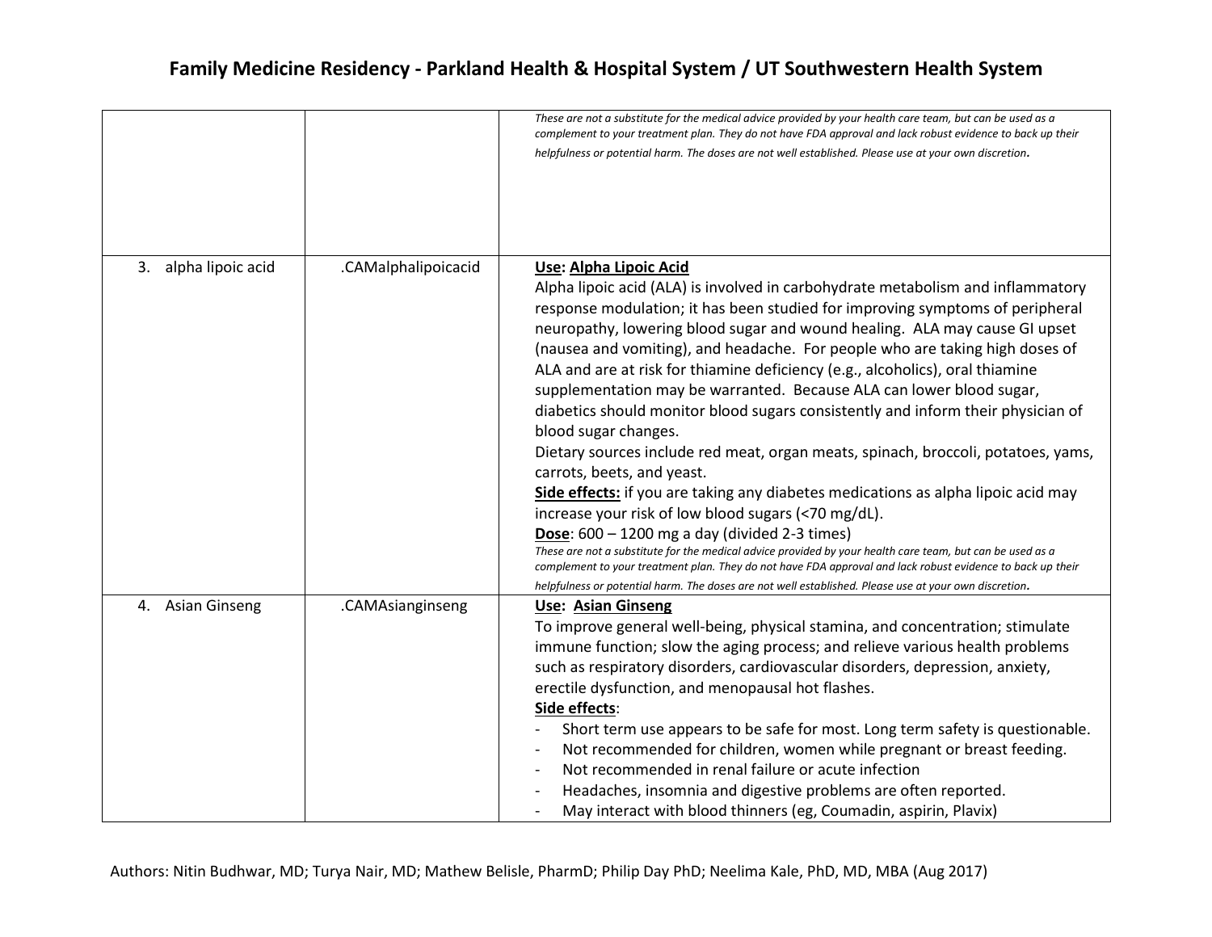| | | |
|---|---|---|
| | | *These are not a substitute for the medical advice provided by your health care team, but can be used as a complement to your treatment plan. They do not have FDA approval and lack robust evidence to back up their helpfulness or potential harm. The doses are not well established. Please use at your own discretion.* |
| 3. alpha lipoic acid | .CAMalphalipoicacid | **Use: Alpha Lipoic Acid**<br>Alpha lipoic acid (ALA) is involved in carbohydrate metabolism and inflammatory response modulation; it has been studied for improving symptoms of peripheral neuropathy, lowering blood sugar and wound healing. ALA may cause GI upset (nausea and vomiting), and headache. For people who are taking high doses of ALA and are at risk for thiamine deficiency (e.g., alcoholics), oral thiamine supplementation may be warranted. Because ALA can lower blood sugar, diabetics should monitor blood sugars consistently and inform their physician of blood sugar changes.<br>Dietary sources include red meat, organ meats, spinach, broccoli, potatoes, yams, carrots, beets, and yeast.<br>**Side effects:** if you are taking any diabetes medications as alpha lipoic acid may increase your risk of low blood sugars (<70 mg/dL).<br>**Dose**: 600 – 1200 mg a day (divided 2-3 times)<br>*These are not a substitute for the medical advice provided by your health care team, but can be used as a complement to your treatment plan. They do not have FDA approval and lack robust evidence to back up their helpfulness or potential harm. The doses are not well established. Please use at your own discretion.* |
| 4. Asian Ginseng | .CAMAsianginseng | **Use: Asian Ginseng**<br>To improve general well-being, physical stamina, and concentration; stimulate immune function; slow the aging process; and relieve various health problems such as respiratory disorders, cardiovascular disorders, depression, anxiety, erectile dysfunction, and menopausal hot flashes.<br>**Side effects**:<br>- Short term use appears to be safe for most. Long term safety is questionable.<br>- Not recommended for children, women while pregnant or breast feeding.<br>- Not recommended in renal failure or acute infection<br>- Headaches, insomnia and digestive problems are often reported.<br>- May interact with blood thinners (eg, Coumadin, aspirin, Plavix) |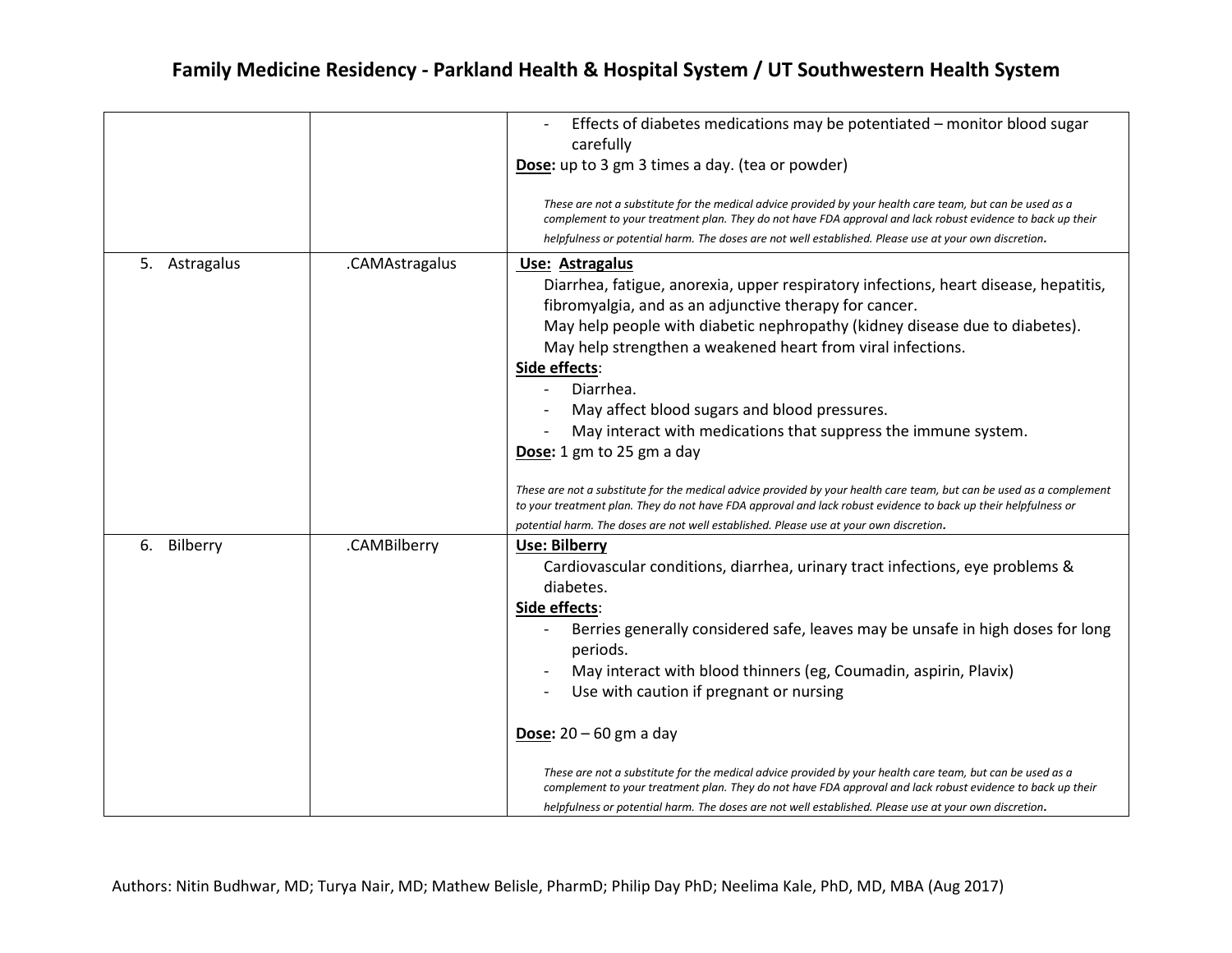| | | |
|---|---|---|
| | | - Effects of diabetes medications may be potentiated – monitor blood sugar carefully<br>**Dose:** up to 3 gm 3 times a day. (tea or powder)<br><br>*These are not a substitute for the medical advice provided by your health care team, but can be used as a complement to your treatment plan. They do not have FDA approval and lack robust evidence to back up their helpfulness or potential harm. The doses are not well established. Please use at your own discretion.* |
| 5. Astragalus | .CAMAstragalus | **Use: Astragalus**<br>Diarrhea, fatigue, anorexia, upper respiratory infections, heart disease, hepatitis, fibromyalgia, and as an adjunctive therapy for cancer.<br>May help people with diabetic nephropathy (kidney disease due to diabetes).<br>May help strengthen a weakened heart from viral infections.<br>**Side effects**:<br>- Diarrhea.<br>- May affect blood sugars and blood pressures.<br>- May interact with medications that suppress the immune system.<br>**Dose:** 1 gm to 25 gm a day<br><br>*These are not a substitute for the medical advice provided by your health care team, but can be used as a complement to your treatment plan. They do not have FDA approval and lack robust evidence to back up their helpfulness or potential harm. The doses are not well established. Please use at your own discretion.* |
| 6. Bilberry | .CAMBilberry | **Use: Bilberry**<br>Cardiovascular conditions, diarrhea, urinary tract infections, eye problems & diabetes.<br>**Side effects**:<br>- Berries generally considered safe, leaves may be unsafe in high doses for long periods.<br>- May interact with blood thinners (eg, Coumadin, aspirin, Plavix)<br>- Use with caution if pregnant or nursing<br><br>**Dose:** 20 – 60 gm a day<br><br>*These are not a substitute for the medical advice provided by your health care team, but can be used as a complement to your treatment plan. They do not have FDA approval and lack robust evidence to back up their helpfulness or potential harm. The doses are not well established. Please use at your own discretion.* |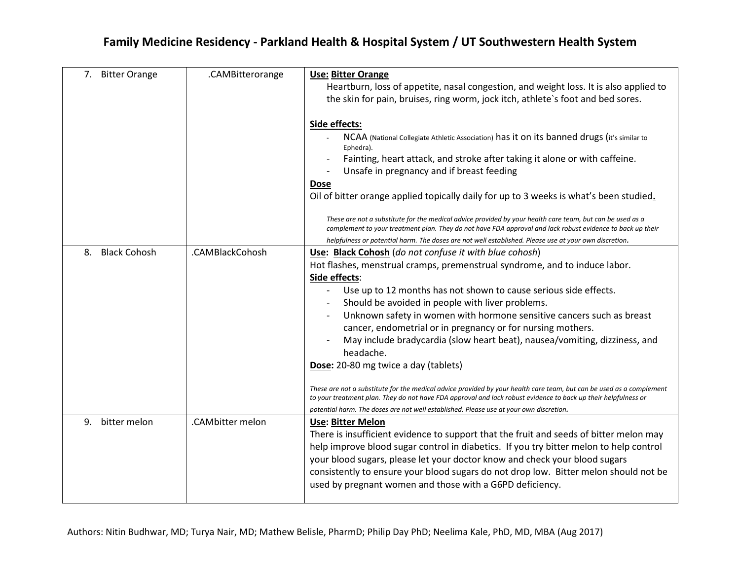| | | |
|---|---|---|
| 7. Bitter Orange | .CAMBitterorange | **Use: Bitter Orange**<br>Heartburn, loss of appetite, nasal congestion, and weight loss. It is also applied to the skin for pain, bruises, ring worm, jock itch, athlete`s foot and bed sores.<br><br>**Side effects:**<br>- NCAA (National Collegiate Athletic Association) has it on its banned drugs (it's similar to Ephedra).<br>- Fainting, heart attack, and stroke after taking it alone or with caffeine.<br>- Unsafe in pregnancy and if breast feeding<br>**Dose**<br>Oil of bitter orange applied topically daily for up to 3 weeks is what's been studied.<br><br>*These are not a substitute for the medical advice provided by your health care team, but can be used as a complement to your treatment plan. They do not have FDA approval and lack robust evidence to back up their helpfulness or potential harm. The doses are not well established. Please use at your own discretion.* |
| 8. Black Cohosh | .CAMBlackCohosh | **Use: Black Cohosh** (*do not confuse it with blue cohosh*)<br>Hot flashes, menstrual cramps, premenstrual syndrome, and to induce labor.<br>**Side effects**:<br>- Use up to 12 months has not shown to cause serious side effects.<br>- Should be avoided in people with liver problems.<br>- Unknown safety in women with hormone sensitive cancers such as breast cancer, endometrial or in pregnancy or for nursing mothers.<br>- May include bradycardia (slow heart beat), nausea/vomiting, dizziness, and headache.<br>**Dose:** 20-80 mg twice a day (tablets)<br><br>*These are not a substitute for the medical advice provided by your health care team, but can be used as a complement to your treatment plan. They do not have FDA approval and lack robust evidence to back up their helpfulness or potential harm. The doses are not well established. Please use at your own discretion.* |
| 9. bitter melon | .CAMbitter melon | **Use: Bitter Melon**<br>There is insufficient evidence to support that the fruit and seeds of bitter melon may help improve blood sugar control in diabetics. If you try bitter melon to help control your blood sugars, please let your doctor know and check your blood sugars consistently to ensure your blood sugars do not drop low. Bitter melon should not be used by pregnant women and those with a G6PD deficiency. |

Authors: Nitin Budhwar, MD; Turya Nair, MD; Mathew Belisle, PharmD; Philip Day PhD; Neelima Kale, PhD, MD, MBA (Aug 2017)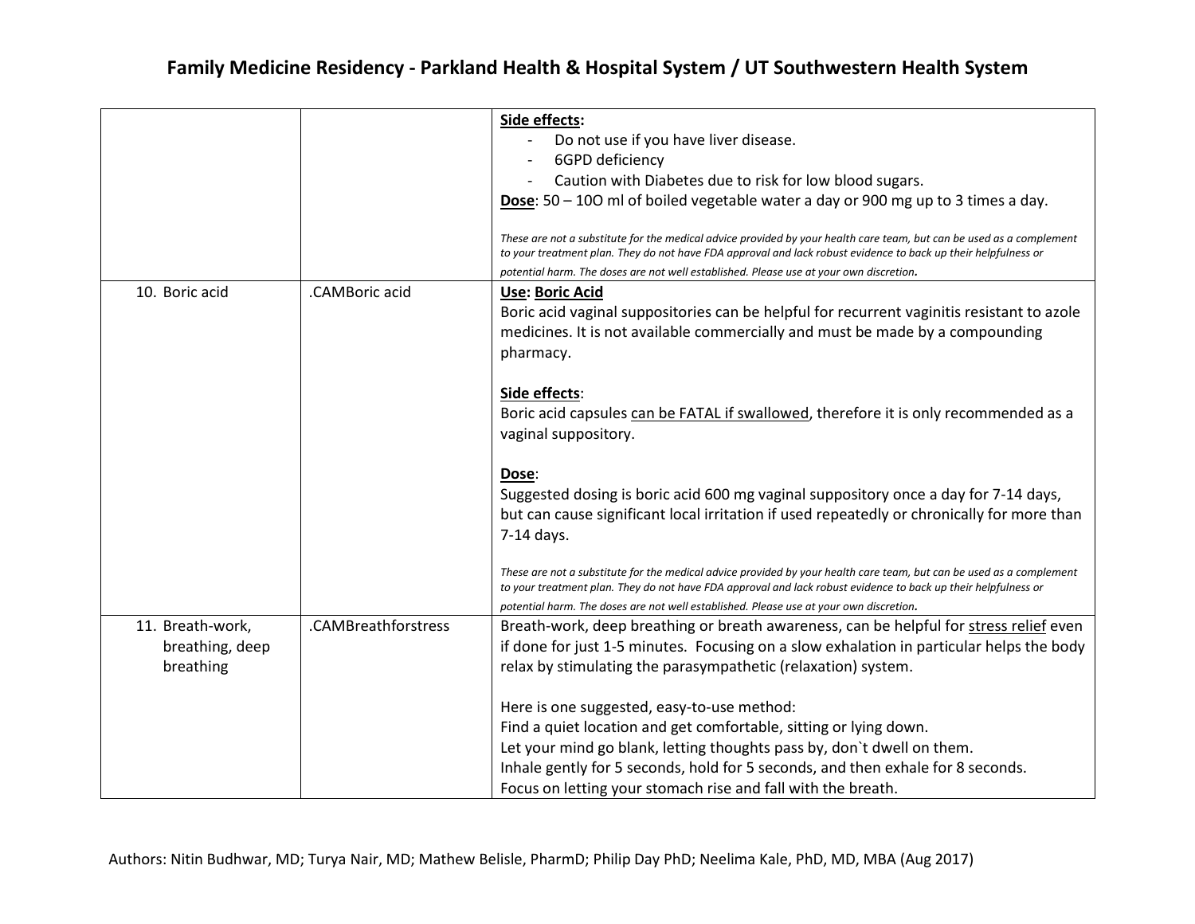| | | |
|---|---|---|
| | | **<u>Side effects</u>:**<br>- Do not use if you have liver disease.<br>- 6GPD deficiency<br>- Caution with Diabetes due to risk for low blood sugars.<br>**<u>Dose</u>**: 50 – 10O ml of boiled vegetable water a day or 900 mg up to 3 times a day.<br><br>*These are not a substitute for the medical advice provided by your health care team, but can be used as a complement to your treatment plan. They do not have FDA approval and lack robust evidence to back up their helpfulness or potential harm. The doses are not well established. Please use at your own discretion.* |
| 10. Boric acid | .CAMBoric acid | **<u>Use</u>: <u>Boric Acid</u>**<br>Boric acid vaginal suppositories can be helpful for recurrent vaginitis resistant to azole medicines. It is not available commercially and must be made by a compounding pharmacy.<br><br>**<u>Side effects</u>**:<br>Boric acid capsules <u>can be FATAL if swallowed</u>, therefore it is only recommended as a vaginal suppository.<br><br>**<u>Dose</u>**:<br>Suggested dosing is boric acid 600 mg vaginal suppository once a day for 7-14 days, but can cause significant local irritation if used repeatedly or chronically for more than 7-14 days.<br><br>*These are not a substitute for the medical advice provided by your health care team, but can be used as a complement to your treatment plan. They do not have FDA approval and lack robust evidence to back up their helpfulness or potential harm. The doses are not well established. Please use at your own discretion.* |
| 11. Breath-work, breathing, deep breathing | .CAMBreathforstress | Breath-work, deep breathing or breath awareness, can be helpful for <u>stress relief</u> even if done for just 1-5 minutes. Focusing on a slow exhalation in particular helps the body relax by stimulating the parasympathetic (relaxation) system.<br><br>Here is one suggested, easy-to-use method:<br>Find a quiet location and get comfortable, sitting or lying down.<br>Let your mind go blank, letting thoughts pass by, don`t dwell on them.<br>Inhale gently for 5 seconds, hold for 5 seconds, and then exhale for 8 seconds.<br>Focus on letting your stomach rise and fall with the breath. |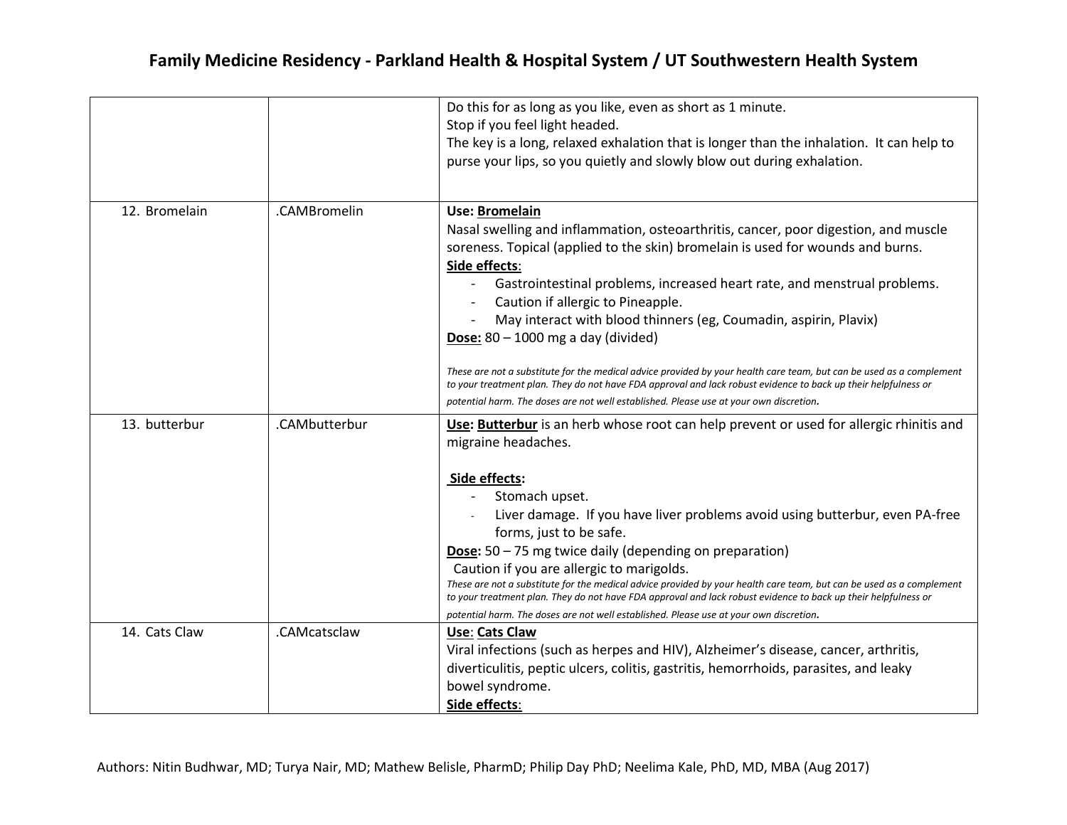| | | |
|---|---|---|
| | | Do this for as long as you like, even as short as 1 minute.<br>Stop if you feel light headed.<br>The key is a long, relaxed exhalation that is longer than the inhalation. It can help to purse your lips, so you quietly and slowly blow out during exhalation. |
| 12. Bromelain | .CAMBromelin | **Use: Bromelain**<br>Nasal swelling and inflammation, osteoarthritis, cancer, poor digestion, and muscle soreness. Topical (applied to the skin) bromelain is used for wounds and burns.<br>**Side effects**:<br>- Gastrointestinal problems, increased heart rate, and menstrual problems.<br>- Caution if allergic to Pineapple.<br>- May interact with blood thinners (eg, Coumadin, aspirin, Plavix)<br>**Dose:** 80 – 1000 mg a day (divided)<br><br>*These are not a substitute for the medical advice provided by your health care team, but can be used as a complement to your treatment plan. They do not have FDA approval and lack robust evidence to back up their helpfulness or potential harm. The doses are not well established. Please use at your own discretion.* |
| 13. butterbur | .CAMbutterbur | **Use: Butterbur** is an herb whose root can help prevent or used for allergic rhinitis and migraine headaches.<br><br>**Side effects:**<br>- Stomach upset.<br>- Liver damage. If you have liver problems avoid using butterbur, even PA-free forms, just to be safe.<br>**Dose:** 50 – 75 mg twice daily (depending on preparation)<br>Caution if you are allergic to marigolds.<br>*These are not a substitute for the medical advice provided by your health care team, but can be used as a complement to your treatment plan. They do not have FDA approval and lack robust evidence to back up their helpfulness or potential harm. The doses are not well established. Please use at your own discretion.* |
| 14. Cats Claw | .CAMcatsclaw | **Use**: **Cats Claw**<br>Viral infections (such as herpes and HIV), Alzheimer's disease, cancer, arthritis, diverticulitis, peptic ulcers, colitis, gastritis, hemorrhoids, parasites, and leaky bowel syndrome.<br>**Side effects**: |

Authors: Nitin Budhwar, MD; Turya Nair, MD; Mathew Belisle, PharmD; Philip Day PhD; Neelima Kale, PhD, MD, MBA (Aug 2017)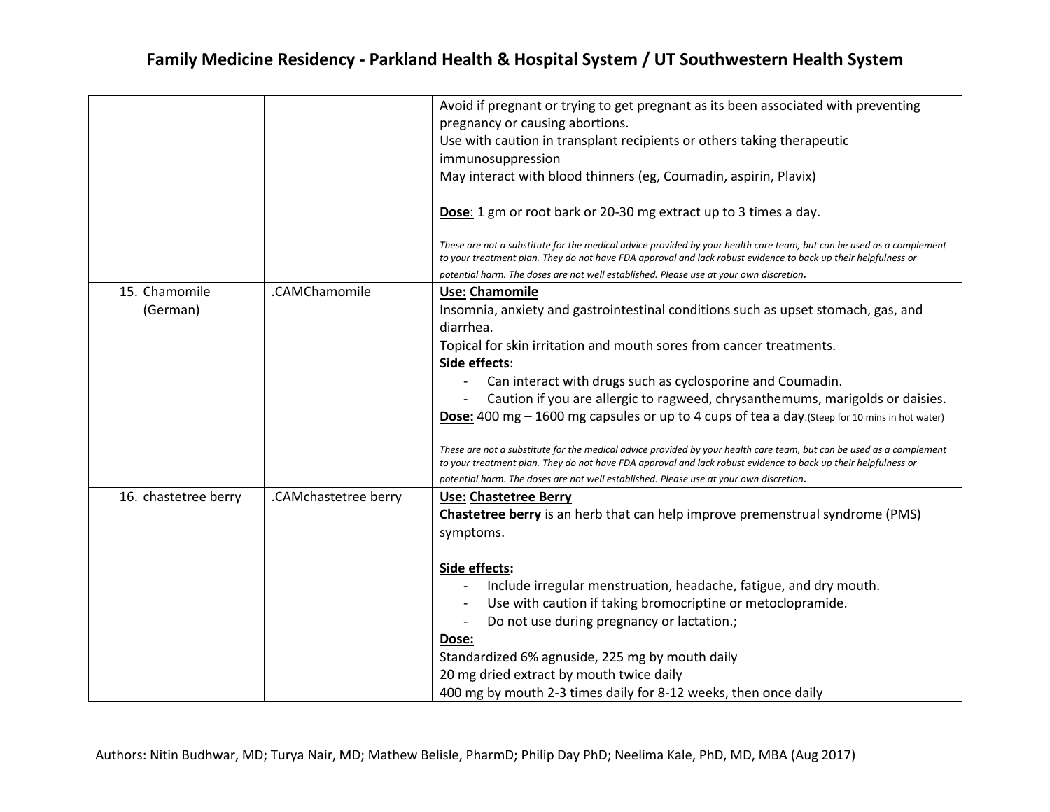| | | |
|---|---|---|
| | | Avoid if pregnant or trying to get pregnant as its been associated with preventing pregnancy or causing abortions.<br>Use with caution in transplant recipients or others taking therapeutic immunosuppression<br>May interact with blood thinners (eg, Coumadin, aspirin, Plavix)<br><br>**<u>Dose</u>**: 1 gm or root bark or 20-30 mg extract up to 3 times a day.<br><br>*These are not a substitute for the medical advice provided by your health care team, but can be used as a complement to your treatment plan. They do not have FDA approval and lack robust evidence to back up their helpfulness or potential harm. The doses are not well established. Please use at your own discretion.* |
| 15. Chamomile (German) | .CAMChamomile | **<u>Use:</u> <u>Chamomile</u>**<br>Insomnia, anxiety and gastrointestinal conditions such as upset stomach, gas, and diarrhea.<br>Topical for skin irritation and mouth sores from cancer treatments.<br>**<u>Side effects</u>**:<br>- Can interact with drugs such as cyclosporine and Coumadin.<br>- Caution if you are allergic to ragweed, chrysanthemums, marigolds or daisies.<br>**<u>Dose:</u>** 400 mg – 1600 mg capsules or up to 4 cups of tea a day.(Steep for 10 mins in hot water)<br><br>*These are not a substitute for the medical advice provided by your health care team, but can be used as a complement to your treatment plan. They do not have FDA approval and lack robust evidence to back up their helpfulness or potential harm. The doses are not well established. Please use at your own discretion.* |
| 16. chastetree berry | .CAMchastetree berry | **<u>Use:</u> <u>Chastetree Berry</u>**<br>**Chastetree berry** is an herb that can help improve <u>premenstrual syndrome</u> (PMS) symptoms.<br><br>**<u>Side effects</u>:**<br>- Include irregular menstruation, headache, fatigue, and dry mouth.<br>- Use with caution if taking bromocriptine or metoclopramide.<br>- Do not use during pregnancy or lactation.;<br>**<u>Dose:</u>**<br>Standardized 6% agnuside, 225 mg by mouth daily<br>20 mg dried extract by mouth twice daily<br>400 mg by mouth 2-3 times daily for 8-12 weeks, then once daily |

Authors: Nitin Budhwar, MD; Turya Nair, MD; Mathew Belisle, PharmD; Philip Day PhD; Neelima Kale, PhD, MD, MBA (Aug 2017)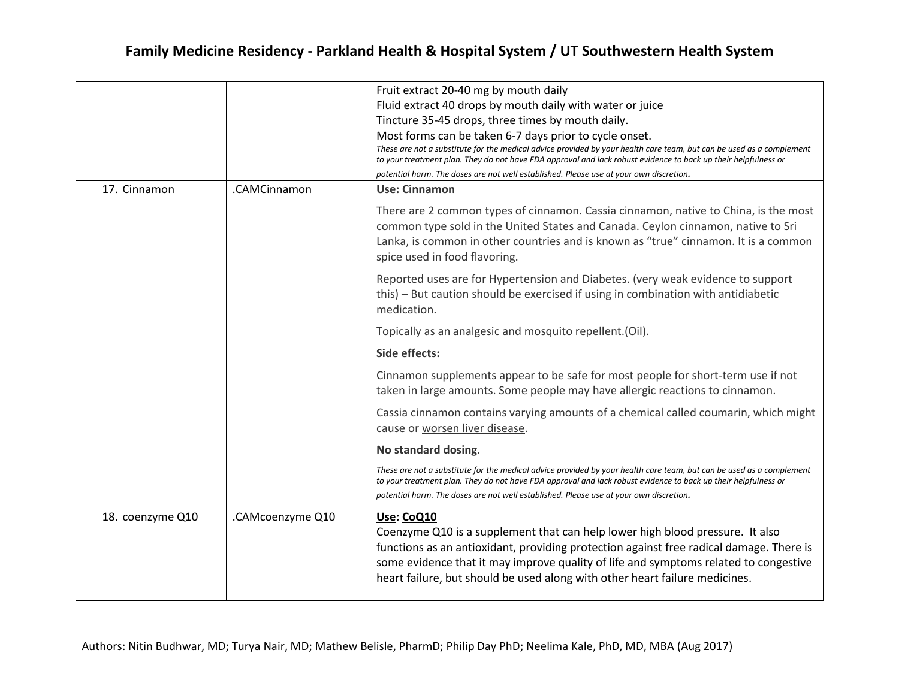| | | |
|---|---|---|
| | | Fruit extract 20-40 mg by mouth daily<br>Fluid extract 40 drops by mouth daily with water or juice<br>Tincture 35-45 drops, three times by mouth daily.<br>Most forms can be taken 6-7 days prior to cycle onset.<br>*These are not a substitute for the medical advice provided by your health care team, but can be used as a complement to your treatment plan. They do not have FDA approval and lack robust evidence to back up their helpfulness or potential harm. The doses are not well established. Please use at your own discretion.* |
| 17. Cinnamon | .CAMCinnamon | **Use: Cinnamon**<br><br>There are 2 common types of cinnamon. Cassia cinnamon, native to China, is the most common type sold in the United States and Canada. Ceylon cinnamon, native to Sri Lanka, is common in other countries and is known as "true" cinnamon. It is a common spice used in food flavoring.<br><br>Reported uses are for Hypertension and Diabetes. (very weak evidence to support this) – But caution should be exercised if using in combination with antidiabetic medication.<br><br>Topically as an analgesic and mosquito repellent.(Oil).<br><br>**Side effects:**<br><br>Cinnamon supplements appear to be safe for most people for short-term use if not taken in large amounts. Some people may have allergic reactions to cinnamon.<br><br>Cassia cinnamon contains varying amounts of a chemical called coumarin, which might cause or worsen liver disease.<br><br>**No standard dosing**.<br><br>*These are not a substitute for the medical advice provided by your health care team, but can be used as a complement to your treatment plan. They do not have FDA approval and lack robust evidence to back up their helpfulness or potential harm. The doses are not well established. Please use at your own discretion.* |
| 18. coenzyme Q10 | .CAMcoenzyme Q10 | **Use: CoQ10**<br>Coenzyme Q10 is a supplement that can help lower high blood pressure. It also functions as an antioxidant, providing protection against free radical damage. There is some evidence that it may improve quality of life and symptoms related to congestive heart failure, but should be used along with other heart failure medicines. |

Authors: Nitin Budhwar, MD; Turya Nair, MD; Mathew Belisle, PharmD; Philip Day PhD; Neelima Kale, PhD, MD, MBA (Aug 2017)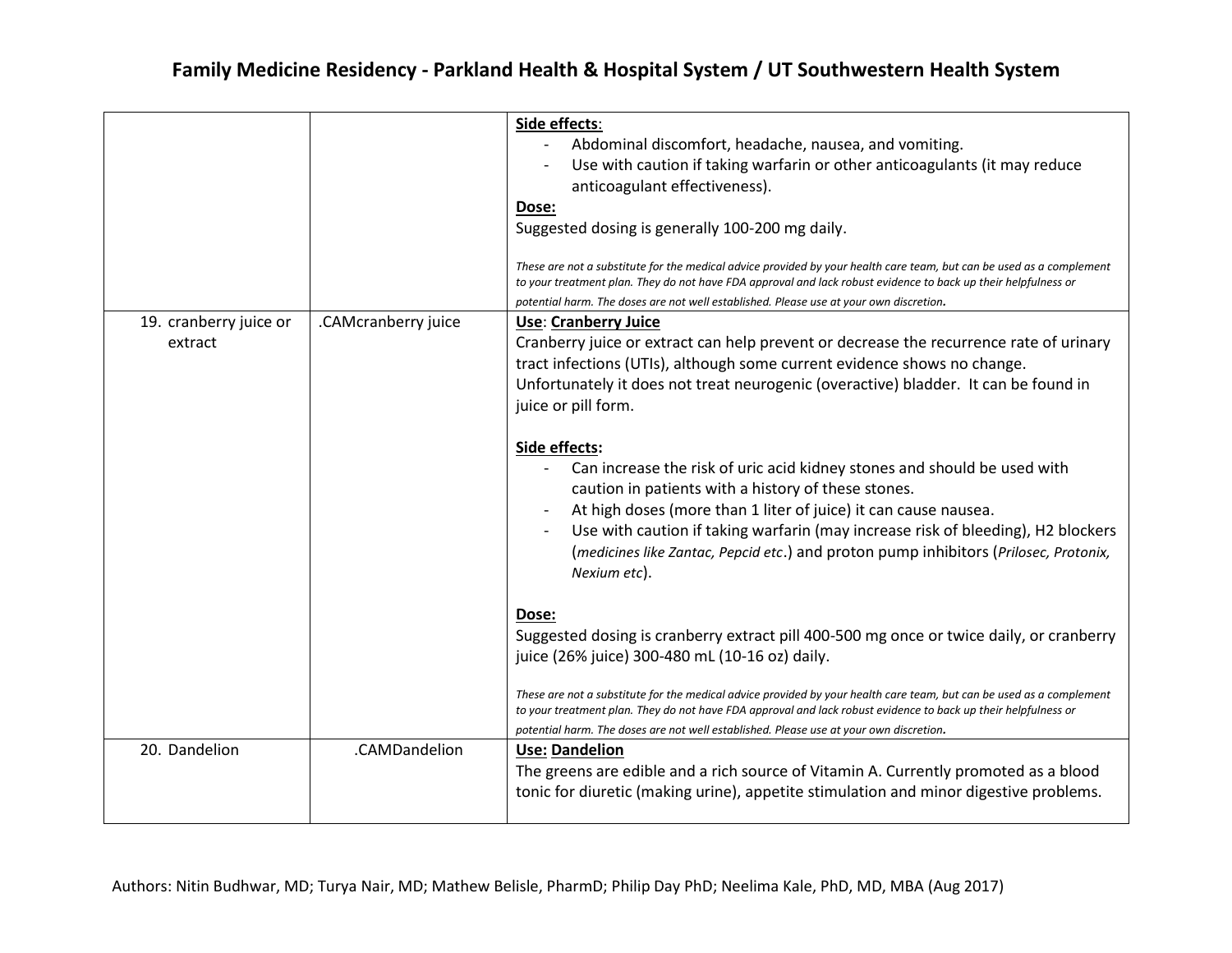| | | |
|---|---|---|
| | | **Side effects**:<br>- Abdominal discomfort, headache, nausea, and vomiting.<br>- Use with caution if taking warfarin or other anticoagulants (it may reduce anticoagulant effectiveness).<br>**Dose:**<br>Suggested dosing is generally 100-200 mg daily.<br><br>*These are not a substitute for the medical advice provided by your health care team, but can be used as a complement to your treatment plan. They do not have FDA approval and lack robust evidence to back up their helpfulness or potential harm. The doses are not well established. Please use at your own discretion.* |
| 19. cranberry juice or extract | .CAMcranberry juice | **Use**: **Cranberry Juice**<br>Cranberry juice or extract can help prevent or decrease the recurrence rate of urinary tract infections (UTIs), although some current evidence shows no change. Unfortunately it does not treat neurogenic (overactive) bladder. It can be found in juice or pill form.<br><br>**Side effects:**<br>- Can increase the risk of uric acid kidney stones and should be used with caution in patients with a history of these stones.<br>- At high doses (more than 1 liter of juice) it can cause nausea.<br>- Use with caution if taking warfarin (may increase risk of bleeding), H2 blockers (*medicines like Zantac, Pepcid etc*.) and proton pump inhibitors (*Prilosec, Protonix, Nexium etc*).<br><br>**Dose:**<br>Suggested dosing is cranberry extract pill 400-500 mg once or twice daily, or cranberry juice (26% juice) 300-480 mL (10-16 oz) daily.<br><br>*These are not a substitute for the medical advice provided by your health care team, but can be used as a complement to your treatment plan. They do not have FDA approval and lack robust evidence to back up their helpfulness or potential harm. The doses are not well established. Please use at your own discretion.* |
| 20. Dandelion | .CAMDandelion | **Use: Dandelion**<br>The greens are edible and a rich source of Vitamin A. Currently promoted as a blood tonic for diuretic (making urine), appetite stimulation and minor digestive problems. |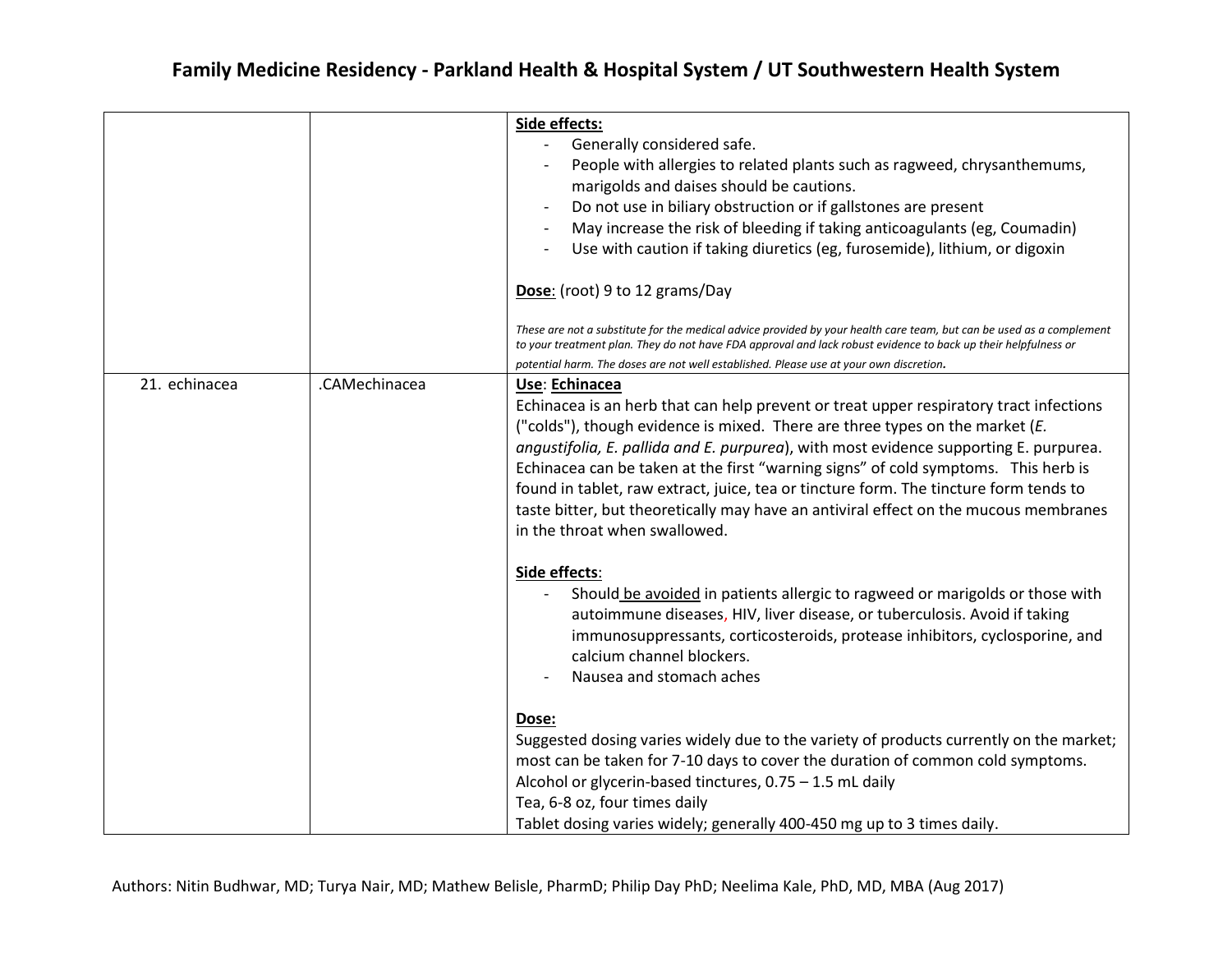| | | |
|---|---|---|
| | | **Side effects:**<br>- Generally considered safe.<br>- People with allergies to related plants such as ragweed, chrysanthemums, marigolds and daises should be cautions.<br>- Do not use in biliary obstruction or if gallstones are present<br>- May increase the risk of bleeding if taking anticoagulants (eg, Coumadin)<br>- Use with caution if taking diuretics (eg, furosemide), lithium, or digoxin<br><br>**Dose**: (root) 9 to 12 grams/Day<br><br>*These are not a substitute for the medical advice provided by your health care team, but can be used as a complement to your treatment plan. They do not have FDA approval and lack robust evidence to back up their helpfulness or potential harm. The doses are not well established. Please use at your own discretion.* |
| 21. echinacea | .CAMechinacea | **Use**: **Echinacea**<br>Echinacea is an herb that can help prevent or treat upper respiratory tract infections ("colds"), though evidence is mixed. There are three types on the market (*E. angustifolia, E. pallida and E. purpurea*), with most evidence supporting E. purpurea. Echinacea can be taken at the first "warning signs" of cold symptoms. This herb is found in tablet, raw extract, juice, tea or tincture form. The tincture form tends to taste bitter, but theoretically may have an antiviral effect on the mucous membranes in the throat when swallowed.<br><br>**Side effects**:<br>- Should be avoided in patients allergic to ragweed or marigolds or those with autoimmune diseases, HIV, liver disease, or tuberculosis. Avoid if taking immunosuppressants, corticosteroids, protease inhibitors, cyclosporine, and calcium channel blockers.<br>- Nausea and stomach aches<br><br>**Dose:**<br>Suggested dosing varies widely due to the variety of products currently on the market; most can be taken for 7-10 days to cover the duration of common cold symptoms.<br>Alcohol or glycerin-based tinctures, 0.75 – 1.5 mL daily<br>Tea, 6-8 oz, four times daily<br>Tablet dosing varies widely; generally 400-450 mg up to 3 times daily. |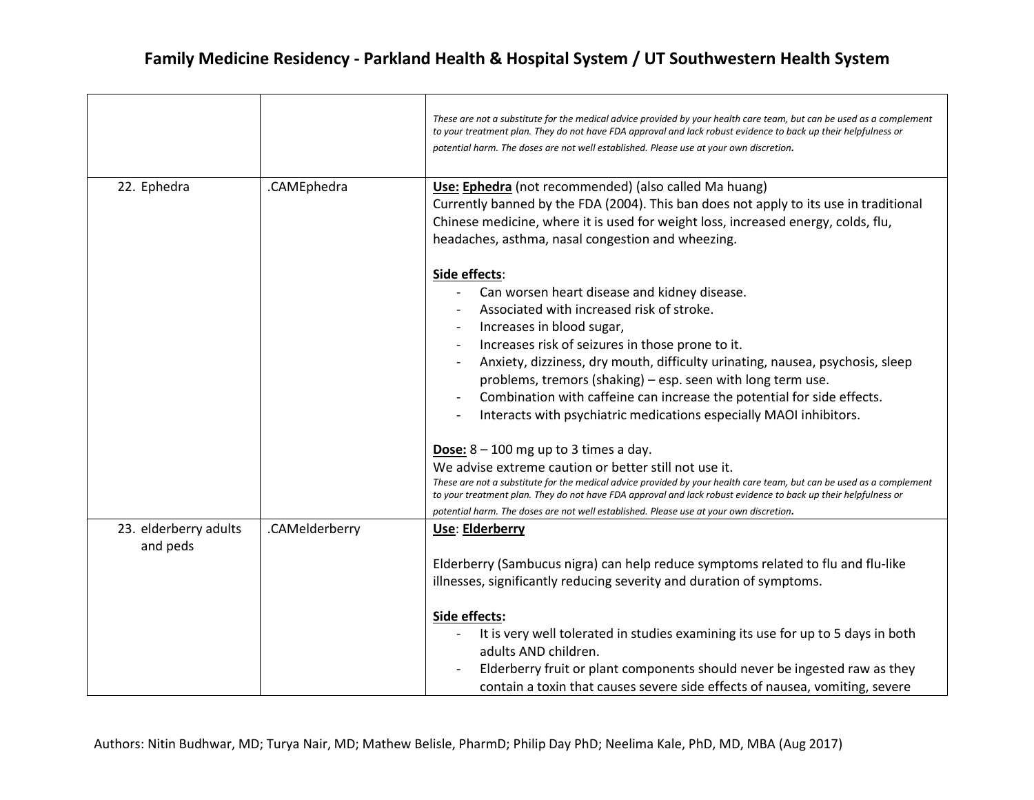| | | |
|---|---|---|
| | | *These are not a substitute for the medical advice provided by your health care team, but can be used as a complement to your treatment plan. They do not have FDA approval and lack robust evidence to back up their helpfulness or potential harm. The doses are not well established. Please use at your own discretion.* |
| 22. Ephedra | .CAMEphedra | **Use: Ephedra** (not recommended) (also called Ma huang)<br>Currently banned by the FDA (2004). This ban does not apply to its use in traditional Chinese medicine, where it is used for weight loss, increased energy, colds, flu, headaches, asthma, nasal congestion and wheezing.<br><br>**Side effects**:<br>- Can worsen heart disease and kidney disease.<br>- Associated with increased risk of stroke.<br>- Increases in blood sugar,<br>- Increases risk of seizures in those prone to it.<br>- Anxiety, dizziness, dry mouth, difficulty urinating, nausea, psychosis, sleep problems, tremors (shaking) – esp. seen with long term use.<br>- Combination with caffeine can increase the potential for side effects.<br>- Interacts with psychiatric medications especially MAOI inhibitors.<br><br>**Dose:** 8 – 100 mg up to 3 times a day.<br>We advise extreme caution or better still not use it.<br>*These are not a substitute for the medical advice provided by your health care team, but can be used as a complement to your treatment plan. They do not have FDA approval and lack robust evidence to back up their helpfulness or potential harm. The doses are not well established. Please use at your own discretion.* |
| 23. elderberry adults and peds | .CAMelderberry | **Use**: **Elderberry**<br><br>Elderberry (Sambucus nigra) can help reduce symptoms related to flu and flu-like illnesses, significantly reducing severity and duration of symptoms.<br><br>**Side effects:**<br>- It is very well tolerated in studies examining its use for up to 5 days in both adults AND children.<br>- Elderberry fruit or plant components should never be ingested raw as they contain a toxin that causes severe side effects of nausea, vomiting, severe |

Authors: Nitin Budhwar, MD; Turya Nair, MD; Mathew Belisle, PharmD; Philip Day PhD; Neelima Kale, PhD, MD, MBA (Aug 2017)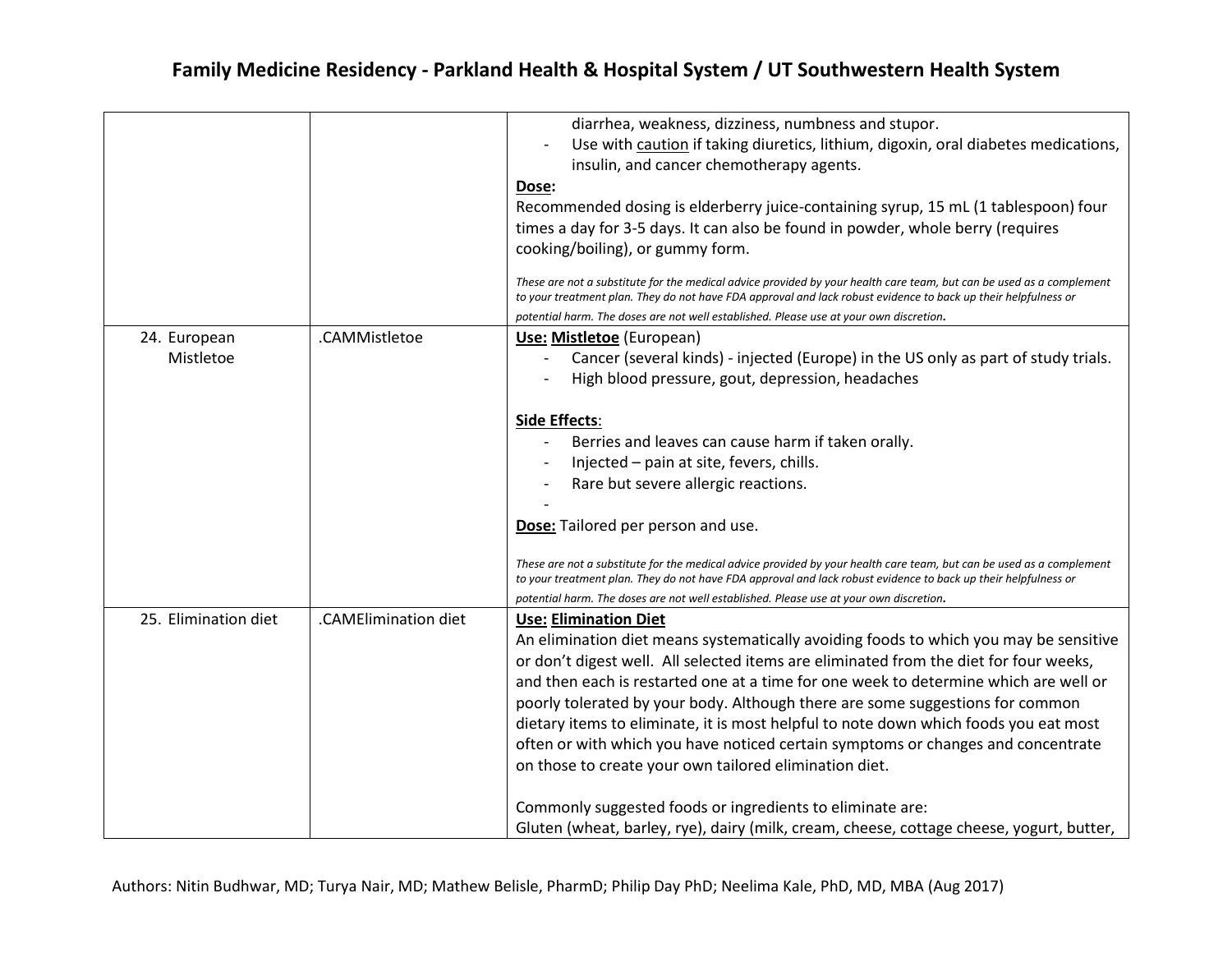| | | |
|---|---|---|
| | | diarrhea, weakness, dizziness, numbness and stupor.<br>- Use with <u>caution</u> if taking diuretics, lithium, digoxin, oral diabetes medications, insulin, and cancer chemotherapy agents.<br>**<u>Dose</u>:**<br>Recommended dosing is elderberry juice-containing syrup, 15 mL (1 tablespoon) four times a day for 3-5 days. It can also be found in powder, whole berry (requires cooking/boiling), or gummy form.<br><br>*These are not a substitute for the medical advice provided by your health care team, but can be used as a complement to your treatment plan. They do not have FDA approval and lack robust evidence to back up their helpfulness or potential harm. The doses are not well established. Please use at your own discretion.* |
| 24. European Mistletoe | .CAMMistletoe | **<u>Use:</u> <u>Mistletoe</u>** (European)<br>- Cancer (several kinds) - injected (Europe) in the US only as part of study trials.<br>- High blood pressure, gout, depression, headaches<br><br>**<u>Side Effects</u>**:<br>- Berries and leaves can cause harm if taken orally.<br>- Injected – pain at site, fevers, chills.<br>- Rare but severe allergic reactions.<br>-<br>**<u>Dose:</u>** Tailored per person and use.<br><br>*These are not a substitute for the medical advice provided by your health care team, but can be used as a complement to your treatment plan. They do not have FDA approval and lack robust evidence to back up their helpfulness or potential harm. The doses are not well established. Please use at your own discretion.* |
| 25. Elimination diet | .CAMElimination diet | **<u>Use:</u> <u>Elimination Diet</u>**<br>An elimination diet means systematically avoiding foods to which you may be sensitive or don't digest well. All selected items are eliminated from the diet for four weeks, and then each is restarted one at a time for one week to determine which are well or poorly tolerated by your body. Although there are some suggestions for common dietary items to eliminate, it is most helpful to note down which foods you eat most often or with which you have noticed certain symptoms or changes and concentrate on those to create your own tailored elimination diet.<br><br>Commonly suggested foods or ingredients to eliminate are:<br>Gluten (wheat, barley, rye), dairy (milk, cream, cheese, cottage cheese, yogurt, butter, |

Authors: Nitin Budhwar, MD; Turya Nair, MD; Mathew Belisle, PharmD; Philip Day PhD; Neelima Kale, PhD, MD, MBA (Aug 2017)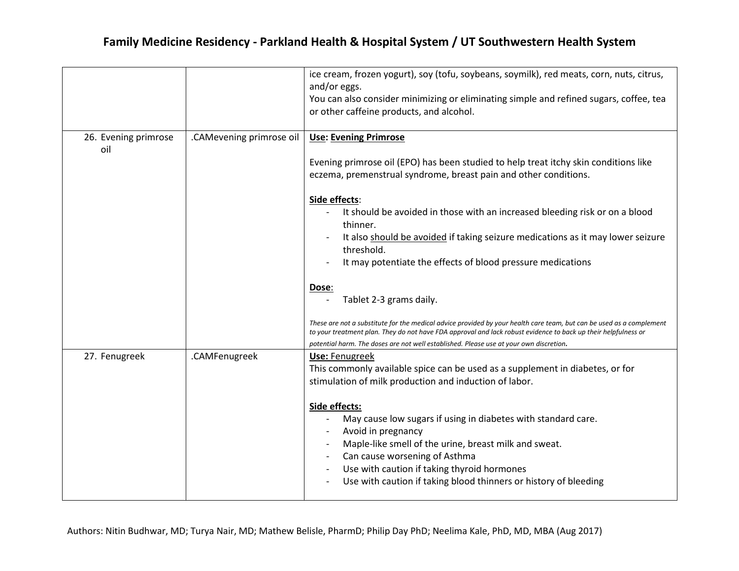| | | |
|---|---|---|
| | | ice cream, frozen yogurt), soy (tofu, soybeans, soymilk), red meats, corn, nuts, citrus, and/or eggs.<br>You can also consider minimizing or eliminating simple and refined sugars, coffee, tea or other caffeine products, and alcohol. |
| 26. Evening primrose oil | .CAMevening primrose oil | **Use: Evening Primrose**<br><br>Evening primrose oil (EPO) has been studied to help treat itchy skin conditions like eczema, premenstrual syndrome, breast pain and other conditions.<br><br>**Side effects**:<br>- It should be avoided in those with an increased bleeding risk or on a blood thinner.<br>- It also should be avoided if taking seizure medications as it may lower seizure threshold.<br>- It may potentiate the effects of blood pressure medications<br><br>**Dose**:<br>- Tablet 2-3 grams daily.<br><br>*These are not a substitute for the medical advice provided by your health care team, but can be used as a complement to your treatment plan. They do not have FDA approval and lack robust evidence to back up their helpfulness or potential harm. The doses are not well established. Please use at your own discretion.* |
| 27. Fenugreek | .CAMFenugreek | **Use:** Fenugreek<br>This commonly available spice can be used as a supplement in diabetes, or for stimulation of milk production and induction of labor.<br><br>**Side effects:**<br>- May cause low sugars if using in diabetes with standard care.<br>- Avoid in pregnancy<br>- Maple-like smell of the urine, breast milk and sweat.<br>- Can cause worsening of Asthma<br>- Use with caution if taking thyroid hormones<br>- Use with caution if taking blood thinners or history of bleeding |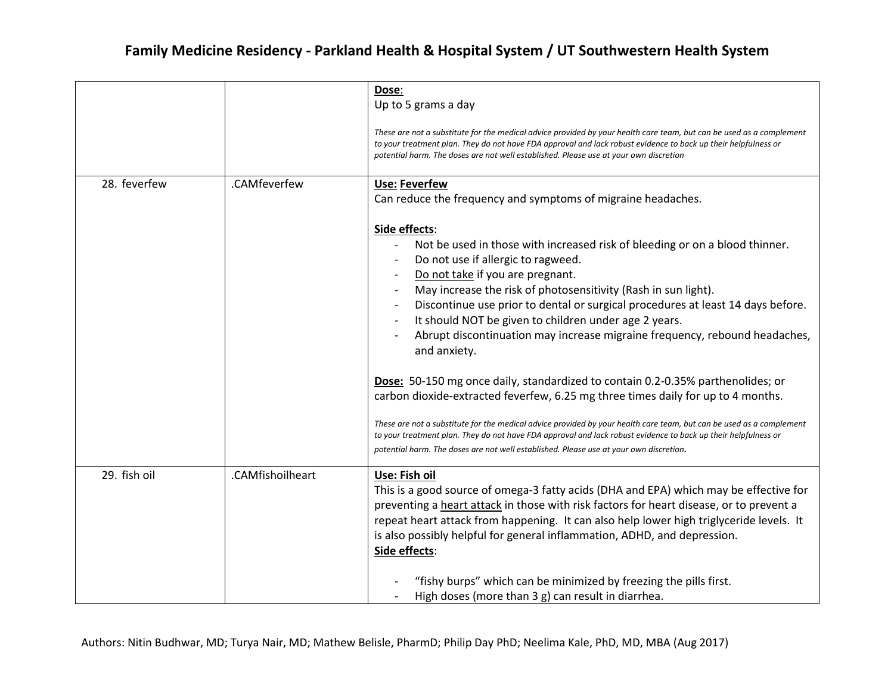| | | |
|---|---|---|
| | | **Dose**:<br>Up to 5 grams a day<br><br>*These are not a substitute for the medical advice provided by your health care team, but can be used as a complement to your treatment plan. They do not have FDA approval and lack robust evidence to back up their helpfulness or potential harm. The doses are not well established. Please use at your own discretion* |
| 28. feverfew | .CAMfeverfew | **Use: Feverfew**<br>Can reduce the frequency and symptoms of migraine headaches.<br><br>**Side effects**:<br>- Not be used in those with increased risk of bleeding or on a blood thinner.<br>- Do not use if allergic to ragweed.<br>- Do not take if you are pregnant.<br>- May increase the risk of photosensitivity (Rash in sun light).<br>- Discontinue use prior to dental or surgical procedures at least 14 days before.<br>- It should NOT be given to children under age 2 years.<br>- Abrupt discontinuation may increase migraine frequency, rebound headaches, and anxiety.<br><br>**Dose:** 50-150 mg once daily, standardized to contain 0.2-0.35% parthenolides; or carbon dioxide-extracted feverfew, 6.25 mg three times daily for up to 4 months.<br><br>*These are not a substitute for the medical advice provided by your health care team, but can be used as a complement to your treatment plan. They do not have FDA approval and lack robust evidence to back up their helpfulness or potential harm. The doses are not well established. Please use at your own discretion.* |
| 29. fish oil | .CAMfishoilheart | **Use: Fish oil**<br>This is a good source of omega-3 fatty acids (DHA and EPA) which may be effective for preventing a heart attack in those with risk factors for heart disease, or to prevent a repeat heart attack from happening. It can also help lower high triglyceride levels. It is also possibly helpful for general inflammation, ADHD, and depression.<br>**Side effects**:<br><br>- "fishy burps" which can be minimized by freezing the pills first.<br>- High doses (more than 3 g) can result in diarrhea. |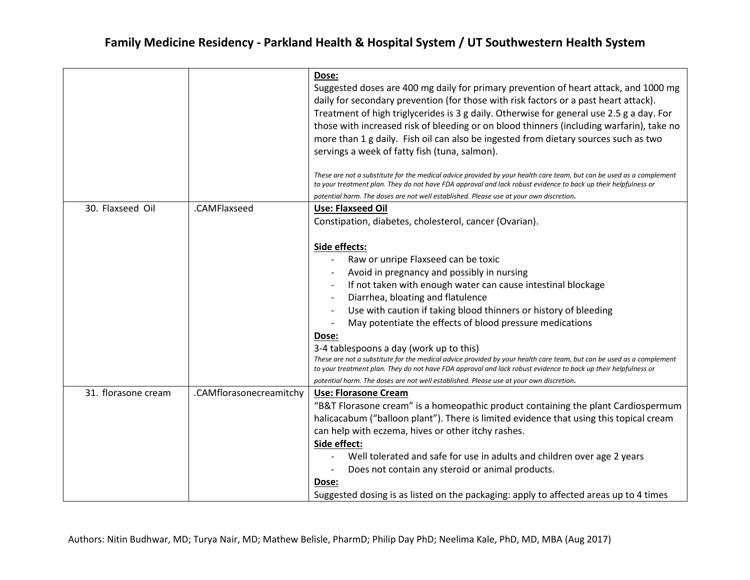| | | **Dose:**<br>Suggested doses are 400 mg daily for primary prevention of heart attack, and 1000 mg daily for secondary prevention (for those with risk factors or a past heart attack). Treatment of high triglycerides is 3 g daily. Otherwise for general use 2.5 g a day. For those with increased risk of bleeding or on blood thinners (including warfarin), take no more than 1 g daily. Fish oil can also be ingested from dietary sources such as two servings a week of fatty fish (tuna, salmon).<br><br>*These are not a substitute for the medical advice provided by your health care team, but can be used as a complement to your treatment plan. They do not have FDA approval and lack robust evidence to back up their helpfulness or potential harm. The doses are not well established. Please use at your own discretion.* |
|---|---|---|
| 30. Flaxseed Oil | .CAMFlaxseed | **Use: Flaxseed Oil**<br>Constipation, diabetes, cholesterol, cancer (Ovarian).<br><br>**Side effects:**<br>- Raw or unripe Flaxseed can be toxic<br>- Avoid in pregnancy and possibly in nursing<br>- If not taken with enough water can cause intestinal blockage<br>- Diarrhea, bloating and flatulence<br>- Use with caution if taking blood thinners or history of bleeding<br>- May potentiate the effects of blood pressure medications<br>**Dose:**<br>3-4 tablespoons a day (work up to this)<br>*These are not a substitute for the medical advice provided by your health care team, but can be used as a complement to your treatment plan. They do not have FDA approval and lack robust evidence to back up their helpfulness or potential harm. The doses are not well established. Please use at your own discretion.* |
| 31. florasone cream | .CAMflorasonecreamitchy | **Use: Florasone Cream**<br>"B&T Florasone cream" is a homeopathic product containing the plant Cardiospermum halicacabum ("balloon plant"). There is limited evidence that using this topical cream can help with eczema, hives or other itchy rashes.<br>**Side effect:**<br>- Well tolerated and safe for use in adults and children over age 2 years<br>- Does not contain any steroid or animal products.<br>**Dose:**<br>Suggested dosing is as listed on the packaging: apply to affected areas up to 4 times |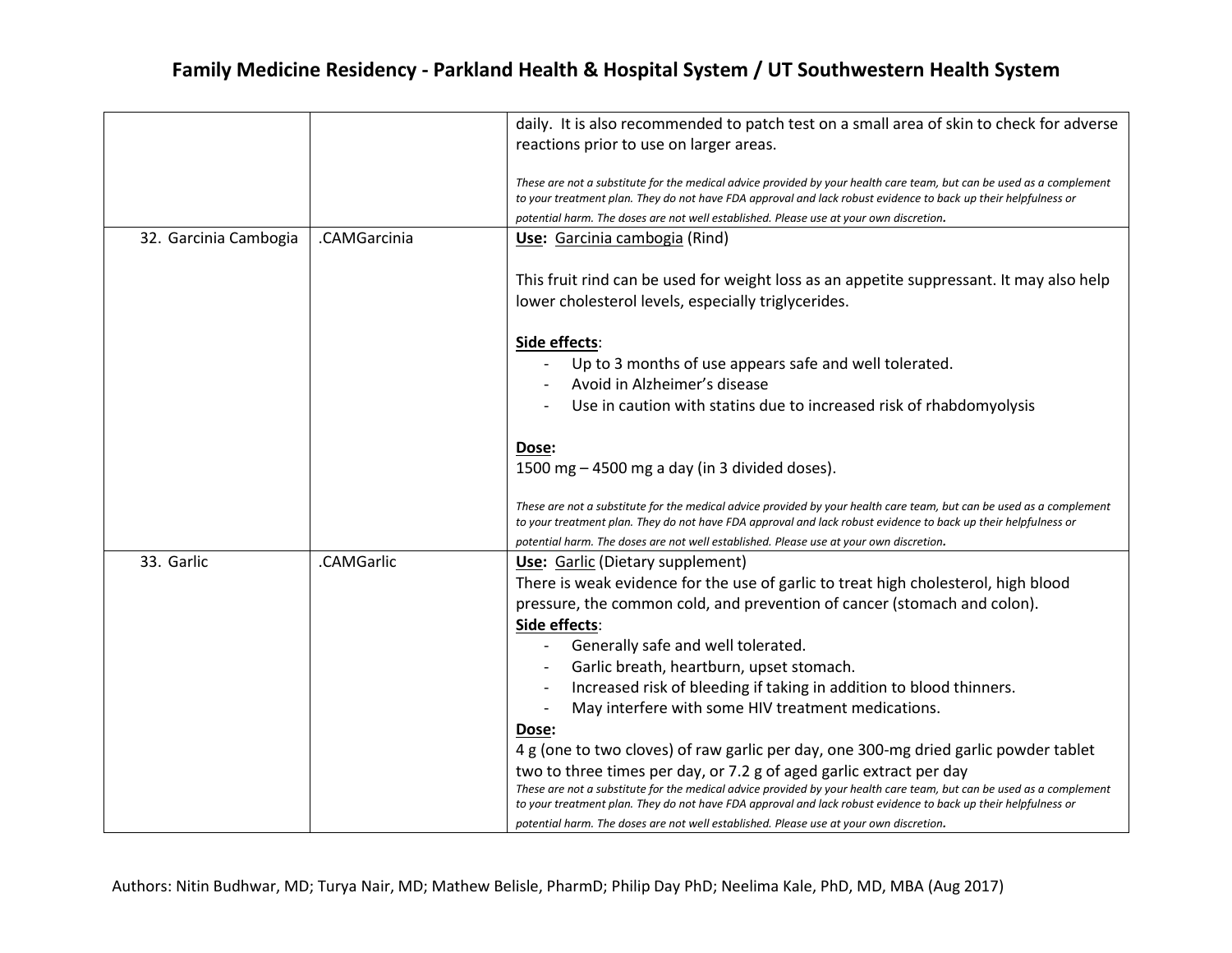| | | |
|---|---|---|
| | | daily. It is also recommended to patch test on a small area of skin to check for adverse reactions prior to use on larger areas.<br><br>*These are not a substitute for the medical advice provided by your health care team, but can be used as a complement to your treatment plan. They do not have FDA approval and lack robust evidence to back up their helpfulness or potential harm. The doses are not well established. Please use at your own discretion.* |
| 32. Garcinia Cambogia | .CAMGarcinia | **Use:** Garcinia cambogia (Rind)<br><br>This fruit rind can be used for weight loss as an appetite suppressant. It may also help lower cholesterol levels, especially triglycerides.<br><br>**Side effects**:<br>- Up to 3 months of use appears safe and well tolerated.<br>- Avoid in Alzheimer's disease<br>- Use in caution with statins due to increased risk of rhabdomyolysis<br><br>**Dose:**<br>1500 mg – 4500 mg a day (in 3 divided doses).<br><br>*These are not a substitute for the medical advice provided by your health care team, but can be used as a complement to your treatment plan. They do not have FDA approval and lack robust evidence to back up their helpfulness or potential harm. The doses are not well established. Please use at your own discretion.* |
| 33. Garlic | .CAMGarlic | **Use:** Garlic (Dietary supplement)<br>There is weak evidence for the use of garlic to treat high cholesterol, high blood pressure, the common cold, and prevention of cancer (stomach and colon).<br>**Side effects**:<br>- Generally safe and well tolerated.<br>- Garlic breath, heartburn, upset stomach.<br>- Increased risk of bleeding if taking in addition to blood thinners.<br>- May interfere with some HIV treatment medications.<br>**Dose:**<br>4 g (one to two cloves) of raw garlic per day, one 300-mg dried garlic powder tablet two to three times per day, or 7.2 g of aged garlic extract per day<br>*These are not a substitute for the medical advice provided by your health care team, but can be used as a complement to your treatment plan. They do not have FDA approval and lack robust evidence to back up their helpfulness or potential harm. The doses are not well established. Please use at your own discretion.* |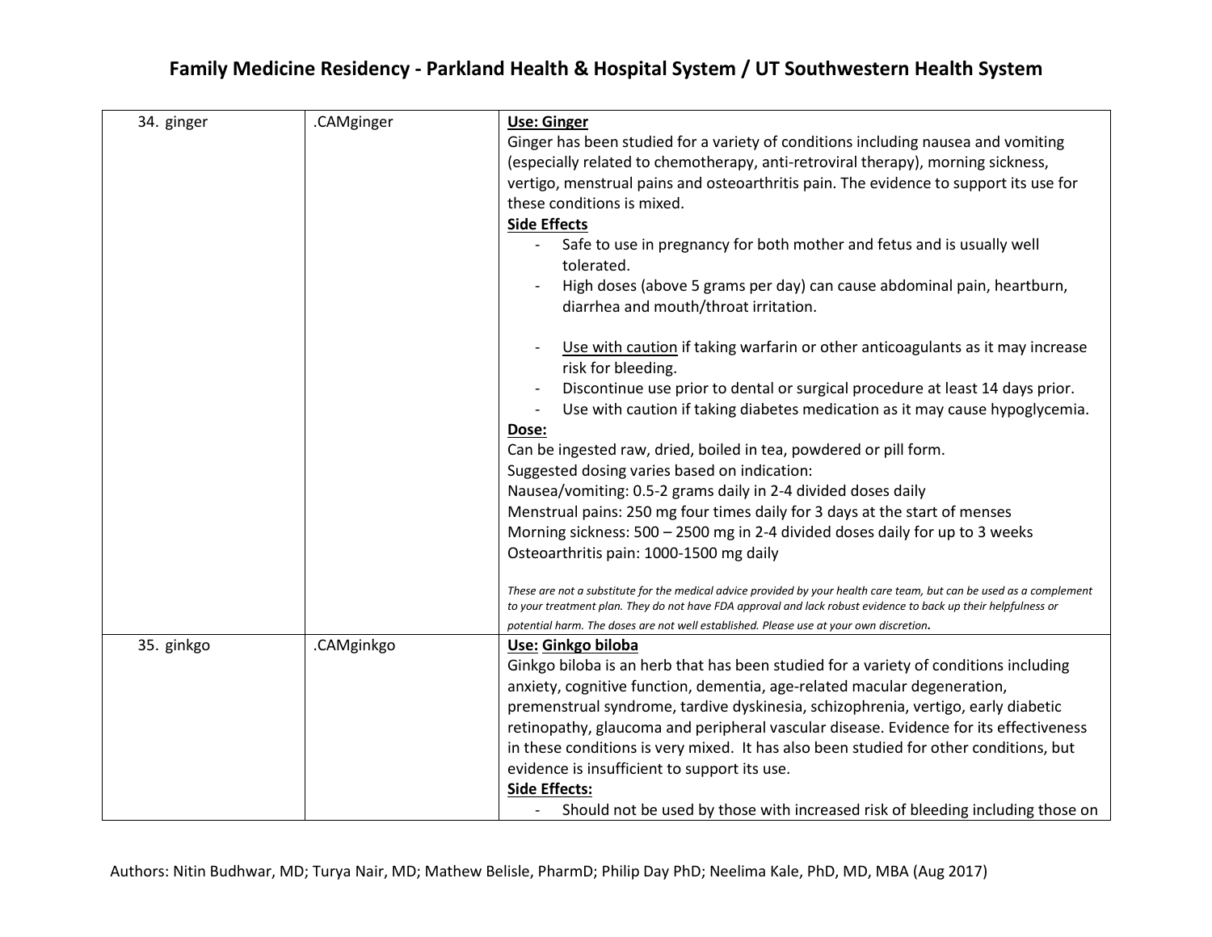| | | |
|---|---|---|
| 34. ginger | .CAMginger | **<u>Use: Ginger</u>**<br>Ginger has been studied for a variety of conditions including nausea and vomiting (especially related to chemotherapy, anti-retroviral therapy), morning sickness, vertigo, menstrual pains and osteoarthritis pain. The evidence to support its use for these conditions is mixed.<br>**<u>Side Effects</u>**<br>- Safe to use in pregnancy for both mother and fetus and is usually well tolerated.<br>- High doses (above 5 grams per day) can cause abdominal pain, heartburn, diarrhea and mouth/throat irritation.<br>- <u>Use with caution</u> if taking warfarin or other anticoagulants as it may increase risk for bleeding.<br>- Discontinue use prior to dental or surgical procedure at least 14 days prior.<br>- Use with caution if taking diabetes medication as it may cause hypoglycemia.<br>**<u>Dose:</u>**<br>Can be ingested raw, dried, boiled in tea, powdered or pill form.<br>Suggested dosing varies based on indication:<br>Nausea/vomiting: 0.5-2 grams daily in 2-4 divided doses daily<br>Menstrual pains: 250 mg four times daily for 3 days at the start of menses<br>Morning sickness: 500 – 2500 mg in 2-4 divided doses daily for up to 3 weeks<br>Osteoarthritis pain: 1000-1500 mg daily<br><br>*These are not a substitute for the medical advice provided by your health care team, but can be used as a complement to your treatment plan. They do not have FDA approval and lack robust evidence to back up their helpfulness or potential harm. The doses are not well established. Please use at your own discretion.* |
| 35. ginkgo | .CAMginkgo | **<u>Use:</u> <u>Ginkgo biloba</u>**<br>Ginkgo biloba is an herb that has been studied for a variety of conditions including anxiety, cognitive function, dementia, age-related macular degeneration, premenstrual syndrome, tardive dyskinesia, schizophrenia, vertigo, early diabetic retinopathy, glaucoma and peripheral vascular disease. Evidence for its effectiveness in these conditions is very mixed. It has also been studied for other conditions, but evidence is insufficient to support its use.<br>**<u>Side Effects:</u>**<br>- Should not be used by those with increased risk of bleeding including those on |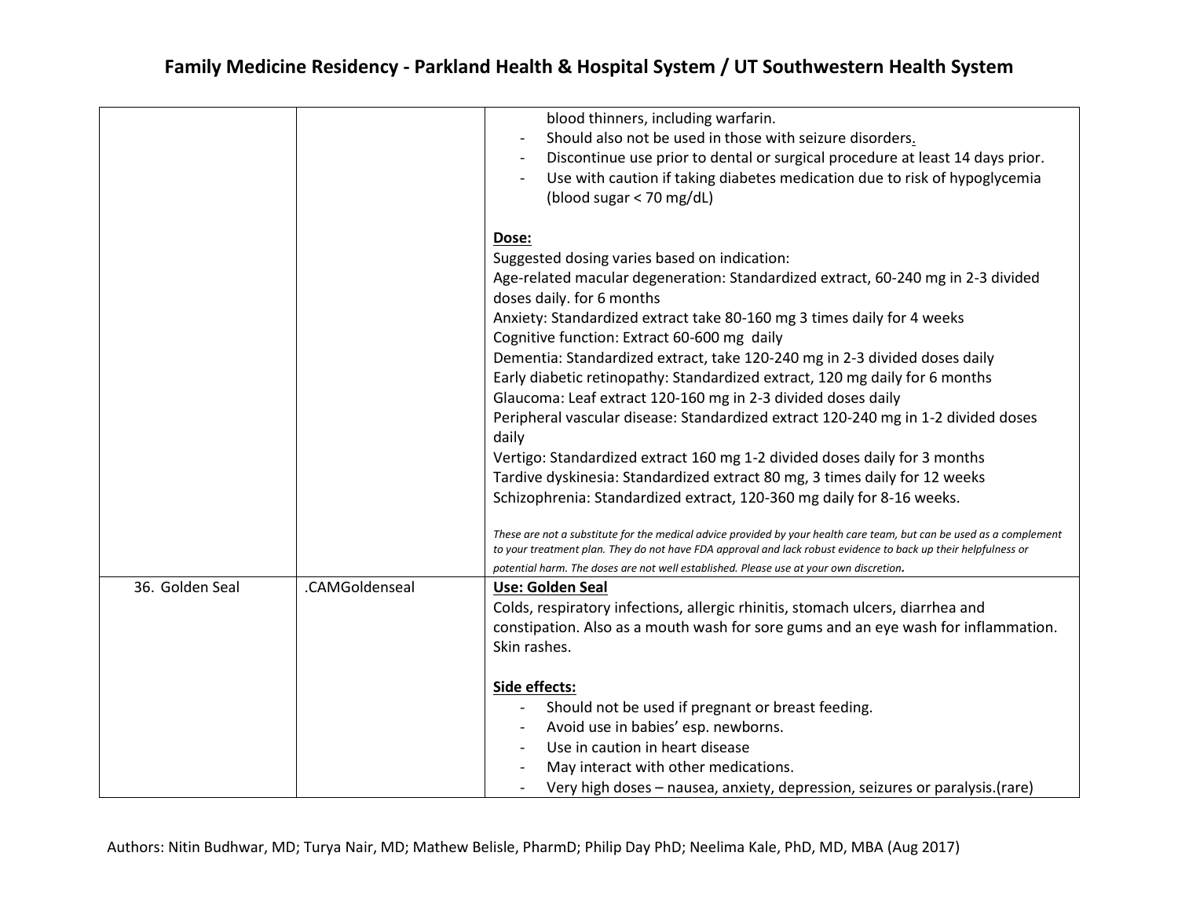| | | |
|---|---|---|
| | | - blood thinners, including warfarin.<br>- Should also not be used in those with seizure disorders.<br>- Discontinue use prior to dental or surgical procedure at least 14 days prior.<br>- Use with caution if taking diabetes medication due to risk of hypoglycemia (blood sugar < 70 mg/dL)<br><br>**Dose:**<br>Suggested dosing varies based on indication:<br>Age-related macular degeneration: Standardized extract, 60-240 mg in 2-3 divided doses daily. for 6 months<br>Anxiety: Standardized extract take 80-160 mg 3 times daily for 4 weeks<br>Cognitive function: Extract 60-600 mg daily<br>Dementia: Standardized extract, take 120-240 mg in 2-3 divided doses daily<br>Early diabetic retinopathy: Standardized extract, 120 mg daily for 6 months<br>Glaucoma: Leaf extract 120-160 mg in 2-3 divided doses daily<br>Peripheral vascular disease: Standardized extract 120-240 mg in 1-2 divided doses daily<br>Vertigo: Standardized extract 160 mg 1-2 divided doses daily for 3 months<br>Tardive dyskinesia: Standardized extract 80 mg, 3 times daily for 12 weeks<br>Schizophrenia: Standardized extract, 120-360 mg daily for 8-16 weeks.<br><br>*These are not a substitute for the medical advice provided by your health care team, but can be used as a complement to your treatment plan. They do not have FDA approval and lack robust evidence to back up their helpfulness or potential harm. The doses are not well established. Please use at your own discretion.* |
| 36. Golden Seal | .CAMGoldenseal | **Use: Golden Seal**<br>Colds, respiratory infections, allergic rhinitis, stomach ulcers, diarrhea and constipation. Also as a mouth wash for sore gums and an eye wash for inflammation. Skin rashes.<br><br>**Side effects:**<br>- Should not be used if pregnant or breast feeding.<br>- Avoid use in babies' esp. newborns.<br>- Use in caution in heart disease<br>- May interact with other medications.<br>- Very high doses – nausea, anxiety, depression, seizures or paralysis.(rare) |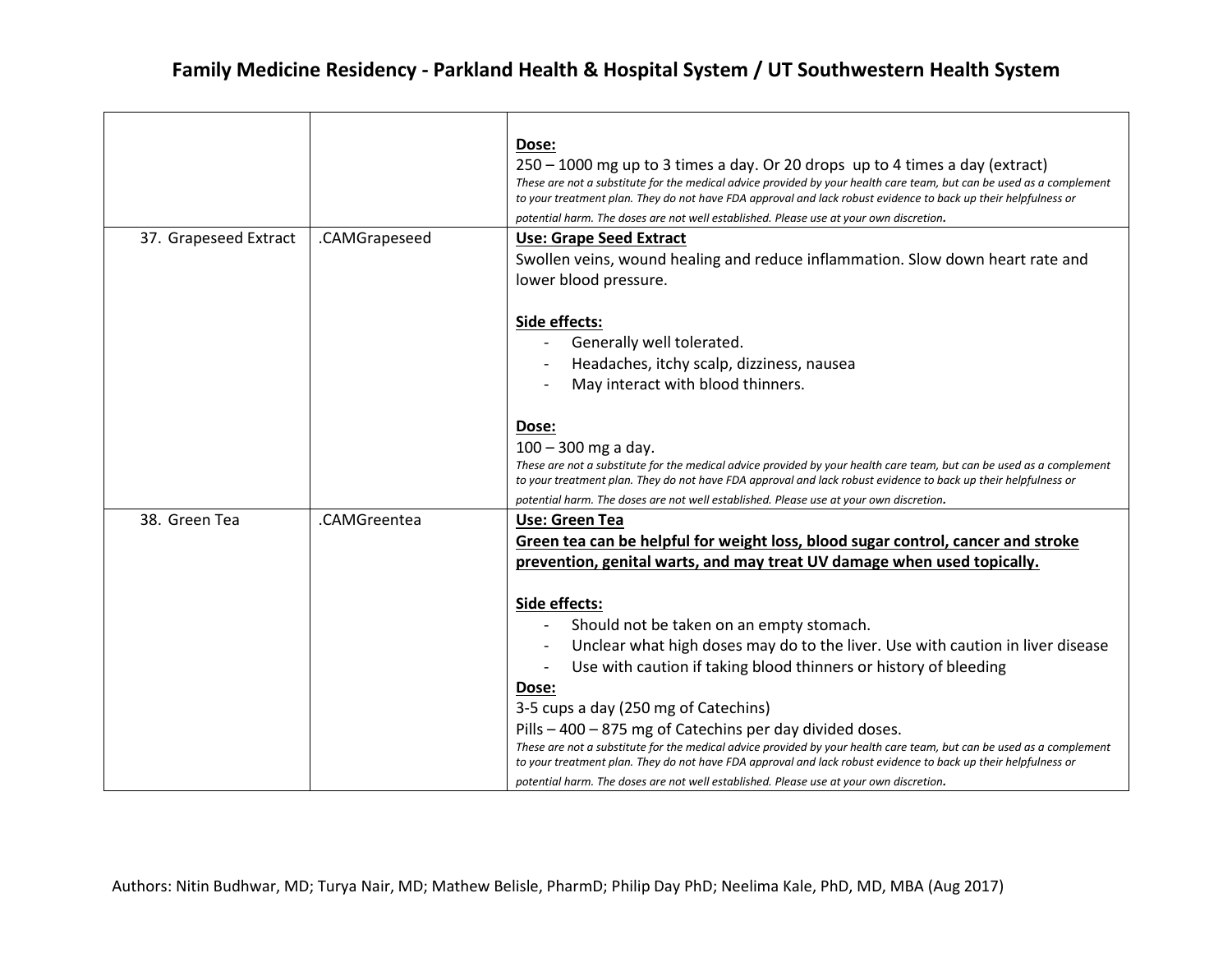| | | |
|---|---|---|
| | | **Dose:**<br>250 – 1000 mg up to 3 times a day. Or 20 drops up to 4 times a day (extract)<br>*These are not a substitute for the medical advice provided by your health care team, but can be used as a complement to your treatment plan. They do not have FDA approval and lack robust evidence to back up their helpfulness or potential harm. The doses are not well established. Please use at your own discretion.* |
| 37. Grapeseed Extract | .CAMGrapeseed | **Use: Grape Seed Extract**<br>Swollen veins, wound healing and reduce inflammation. Slow down heart rate and lower blood pressure.<br><br>**Side effects:**<br>- Generally well tolerated.<br>- Headaches, itchy scalp, dizziness, nausea<br>- May interact with blood thinners.<br><br>**Dose:**<br>100 – 300 mg a day.<br>*These are not a substitute for the medical advice provided by your health care team, but can be used as a complement to your treatment plan. They do not have FDA approval and lack robust evidence to back up their helpfulness or potential harm. The doses are not well established. Please use at your own discretion.* |
| 38. Green Tea | .CAMGreentea | **Use: Green Tea**<br>**Green tea can be helpful for weight loss, blood sugar control, cancer and stroke prevention, genital warts, and may treat UV damage when used topically.**<br><br>**Side effects:**<br>- Should not be taken on an empty stomach.<br>- Unclear what high doses may do to the liver. Use with caution in liver disease<br>- Use with caution if taking blood thinners or history of bleeding<br>**Dose:**<br>3-5 cups a day (250 mg of Catechins)<br>Pills – 400 – 875 mg of Catechins per day divided doses.<br>*These are not a substitute for the medical advice provided by your health care team, but can be used as a complement to your treatment plan. They do not have FDA approval and lack robust evidence to back up their helpfulness or potential harm. The doses are not well established. Please use at your own discretion.* |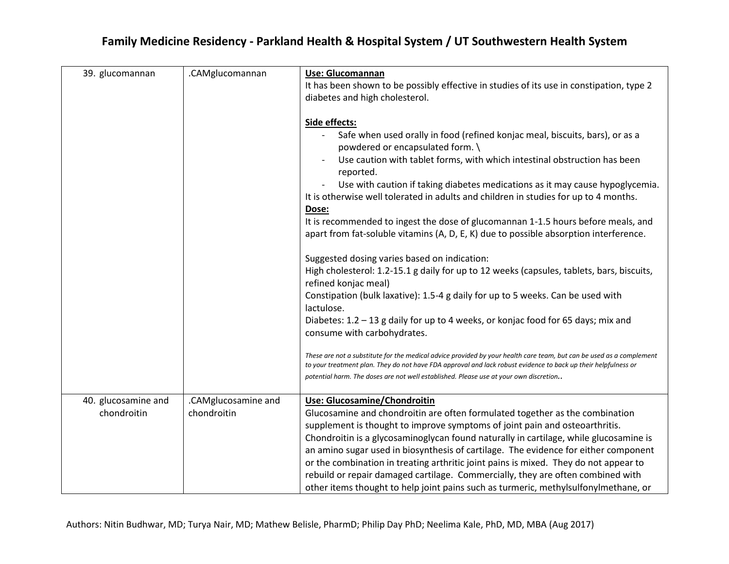| | | |
|---|---|---|
| 39. glucomannan | .CAMglucomannan | **<u>Use: Glucomannan</u>**<br>It has been shown to be possibly effective in studies of its use in constipation, type 2 diabetes and high cholesterol.<br><br>**<u>Side effects:</u>**<br>- Safe when used orally in food (refined konjac meal, biscuits, bars), or as a powdered or encapsulated form. \ <br>- Use caution with tablet forms, with which intestinal obstruction has been reported.<br>- Use with caution if taking diabetes medications as it may cause hypoglycemia.<br>It is otherwise well tolerated in adults and children in studies for up to 4 months.<br>**<u>Dose:</u>**<br>It is recommended to ingest the dose of glucomannan 1-1.5 hours before meals, and apart from fat-soluble vitamins (A, D, E, K) due to possible absorption interference.<br><br>Suggested dosing varies based on indication:<br>High cholesterol: 1.2-15.1 g daily for up to 12 weeks (capsules, tablets, bars, biscuits, refined konjac meal)<br>Constipation (bulk laxative): 1.5-4 g daily for up to 5 weeks. Can be used with lactulose.<br>Diabetes: 1.2 – 13 g daily for up to 4 weeks, or konjac food for 65 days; mix and consume with carbohydrates.<br><br>*These are not a substitute for the medical advice provided by your health care team, but can be used as a complement to your treatment plan. They do not have FDA approval and lack robust evidence to back up their helpfulness or potential harm. The doses are not well established. Please use at your own discretion..* |
| 40. glucosamine and chondroitin | .CAMglucosamine and chondroitin | **<u>Use: Glucosamine/Chondroitin</u>**<br>Glucosamine and chondroitin are often formulated together as the combination supplement is thought to improve symptoms of joint pain and osteoarthritis. Chondroitin is a glycosaminoglycan found naturally in cartilage, while glucosamine is an amino sugar used in biosynthesis of cartilage. The evidence for either component or the combination in treating arthritic joint pains is mixed. They do not appear to rebuild or repair damaged cartilage. Commercially, they are often combined with other items thought to help joint pains such as turmeric, methylsulfonylmethane, or |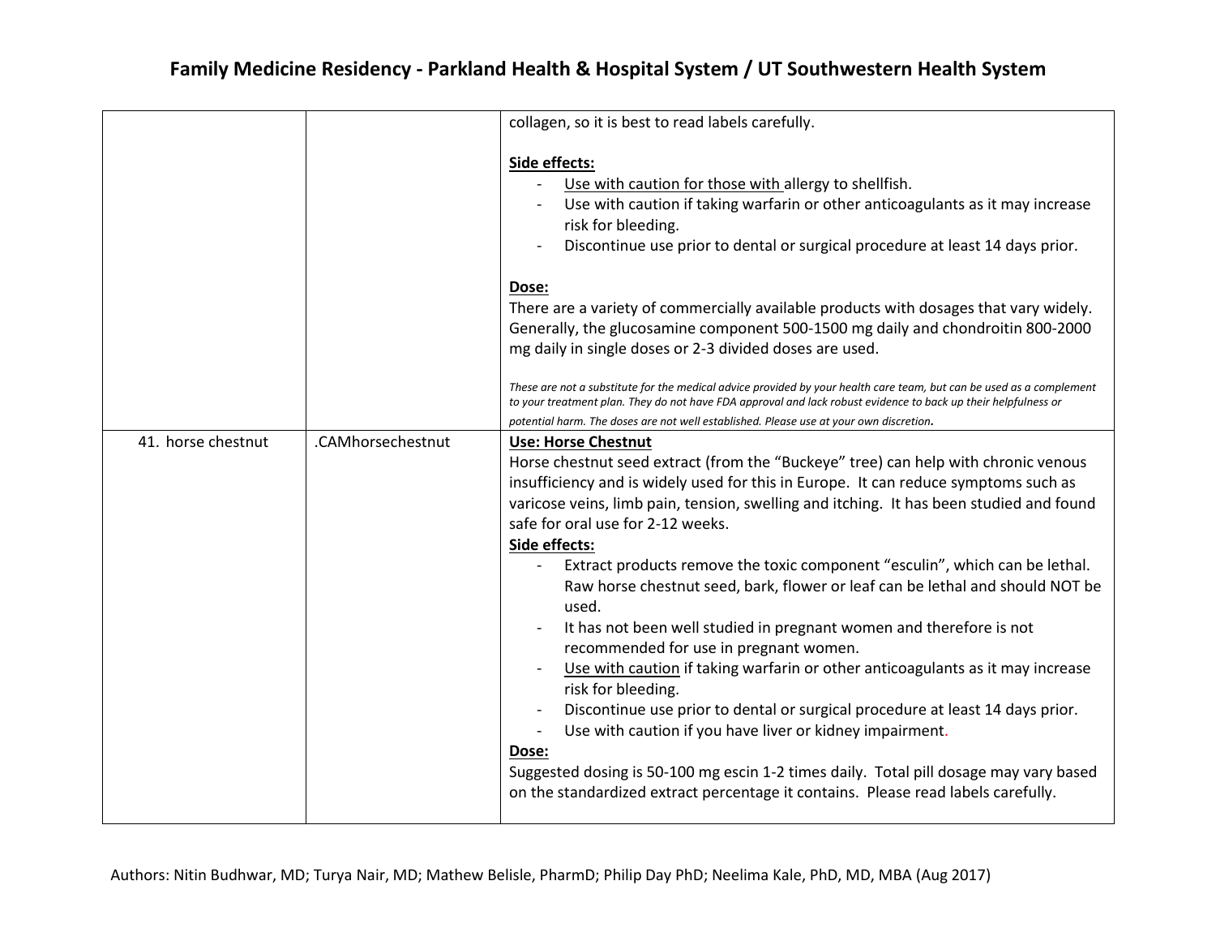| | | |
|---|---|---|
| | | collagen, so it is best to read labels carefully.<br><br>**Side effects:**<br>- Use with caution for those with allergy to shellfish.<br>- Use with caution if taking warfarin or other anticoagulants as it may increase risk for bleeding.<br>- Discontinue use prior to dental or surgical procedure at least 14 days prior.<br><br>**Dose:**<br>There are a variety of commercially available products with dosages that vary widely. Generally, the glucosamine component 500-1500 mg daily and chondroitin 800-2000 mg daily in single doses or 2-3 divided doses are used.<br><br>*These are not a substitute for the medical advice provided by your health care team, but can be used as a complement to your treatment plan. They do not have FDA approval and lack robust evidence to back up their helpfulness or potential harm. The doses are not well established. Please use at your own discretion.* |
| 41. horse chestnut | .CAMhorsechestnut | **Use: Horse Chestnut**<br>Horse chestnut seed extract (from the "Buckeye" tree) can help with chronic venous insufficiency and is widely used for this in Europe. It can reduce symptoms such as varicose veins, limb pain, tension, swelling and itching. It has been studied and found safe for oral use for 2-12 weeks.<br>**Side effects:**<br>- Extract products remove the toxic component "esculin", which can be lethal. Raw horse chestnut seed, bark, flower or leaf can be lethal and should NOT be used.<br>- It has not been well studied in pregnant women and therefore is not recommended for use in pregnant women.<br>- Use with caution if taking warfarin or other anticoagulants as it may increase risk for bleeding.<br>- Discontinue use prior to dental or surgical procedure at least 14 days prior.<br>- Use with caution if you have liver or kidney impairment.<br>**Dose:**<br>Suggested dosing is 50-100 mg escin 1-2 times daily. Total pill dosage may vary based on the standardized extract percentage it contains. Please read labels carefully. |

Authors: Nitin Budhwar, MD; Turya Nair, MD; Mathew Belisle, PharmD; Philip Day PhD; Neelima Kale, PhD, MD, MBA (Aug 2017)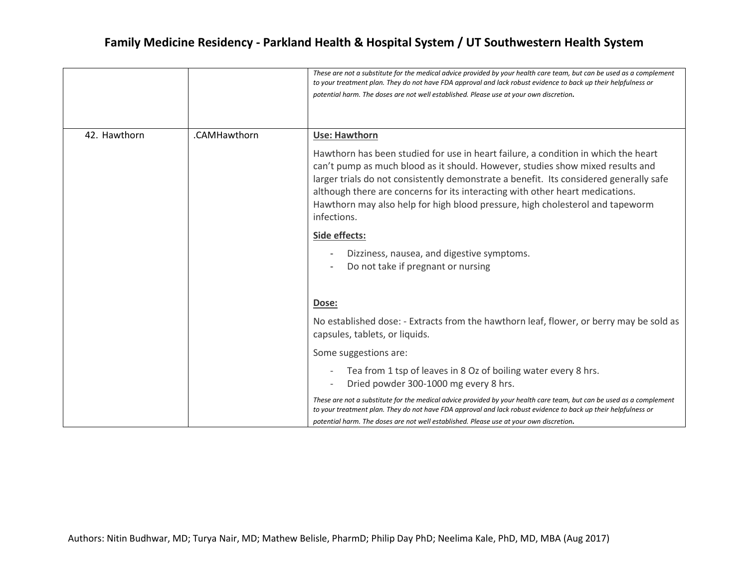| | | |
|---|---|---|
| | | *These are not a substitute for the medical advice provided by your health care team, but can be used as a complement to your treatment plan. They do not have FDA approval and lack robust evidence to back up their helpfulness or potential harm. The doses are not well established. Please use at your own discretion.* |
| 42. Hawthorn | .CAMHawthorn | **Use: Hawthorn**<br><br>Hawthorn has been studied for use in heart failure, a condition in which the heart can't pump as much blood as it should. However, studies show mixed results and larger trials do not consistently demonstrate a benefit. Its considered generally safe although there are concerns for its interacting with other heart medications. Hawthorn may also help for high blood pressure, high cholesterol and tapeworm infections.<br><br>**Side effects:**<br>- Dizziness, nausea, and digestive symptoms.<br>- Do not take if pregnant or nursing<br><br>**Dose:**<br><br>No established dose: - Extracts from the hawthorn leaf, flower, or berry may be sold as capsules, tablets, or liquids.<br><br>Some suggestions are:<br>- Tea from 1 tsp of leaves in 8 Oz of boiling water every 8 hrs.<br>- Dried powder 300-1000 mg every 8 hrs.<br><br>*These are not a substitute for the medical advice provided by your health care team, but can be used as a complement to your treatment plan. They do not have FDA approval and lack robust evidence to back up their helpfulness or potential harm. The doses are not well established. Please use at your own discretion.* |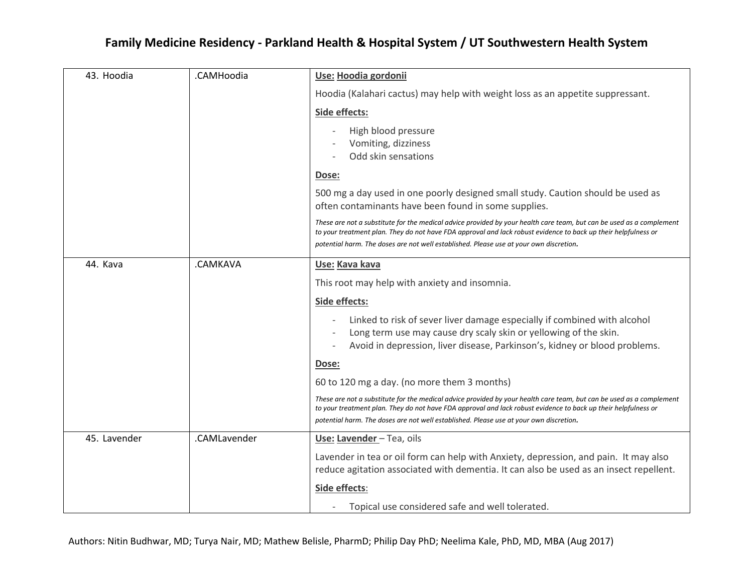| | | |
|---|---|---|
| 43. Hoodia | .CAMHoodia | **Use: Hoodia gordonii**<br><br>Hoodia (Kalahari cactus) may help with weight loss as an appetite suppressant.<br><br>**Side effects:**<br><br>- High blood pressure<br>- Vomiting, dizziness<br>- Odd skin sensations<br><br>**Dose:**<br><br>500 mg a day used in one poorly designed small study. Caution should be used as often contaminants have been found in some supplies.<br><br>*These are not a substitute for the medical advice provided by your health care team, but can be used as a complement to your treatment plan. They do not have FDA approval and lack robust evidence to back up their helpfulness or potential harm. The doses are not well established. Please use at your own discretion.* |
| 44. Kava | .CAMKAVA | **Use: Kava kava**<br><br>This root may help with anxiety and insomnia.<br><br>**Side effects:**<br><br>- Linked to risk of sever liver damage especially if combined with alcohol<br>- Long term use may cause dry scaly skin or yellowing of the skin.<br>- Avoid in depression, liver disease, Parkinson's, kidney or blood problems.<br><br>**Dose:**<br><br>60 to 120 mg a day. (no more them 3 months)<br><br>*These are not a substitute for the medical advice provided by your health care team, but can be used as a complement to your treatment plan. They do not have FDA approval and lack robust evidence to back up their helpfulness or potential harm. The doses are not well established. Please use at your own discretion.* |
| 45. Lavender | .CAMLavender | **Use: Lavender** – Tea, oils<br><br>Lavender in tea or oil form can help with Anxiety, depression, and pain. It may also reduce agitation associated with dementia. It can also be used as an insect repellent.<br><br>**Side effects**:<br><br>- Topical use considered safe and well tolerated. |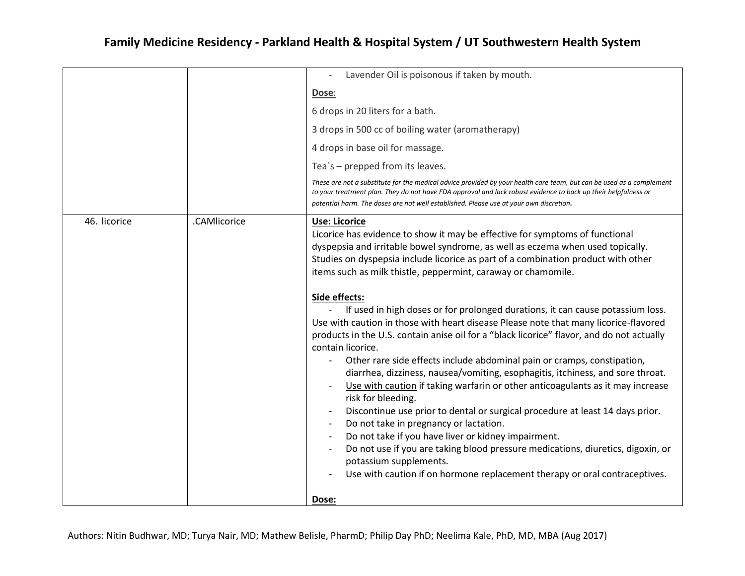| | | |
|---|---|---|
| | | - Lavender Oil is poisonous if taken by mouth.<br><br>**Dose**:<br><br>6 drops in 20 liters for a bath.<br><br>3 drops in 500 cc of boiling water (aromatherapy)<br><br>4 drops in base oil for massage.<br><br>Tea`s – prepped from its leaves.<br><br>*These are not a substitute for the medical advice provided by your health care team, but can be used as a complement to your treatment plan. They do not have FDA approval and lack robust evidence to back up their helpfulness or potential harm. The doses are not well established. Please use at your own discretion.* |
| 46. licorice | .CAMlicorice | **Use: Licorice**<br>Licorice has evidence to show it may be effective for symptoms of functional dyspepsia and irritable bowel syndrome, as well as eczema when used topically. Studies on dyspepsia include licorice as part of a combination product with other items such as milk thistle, peppermint, caraway or chamomile.<br><br>**Side effects:**<br>- If used in high doses or for prolonged durations, it can cause potassium loss. Use with caution in those with heart disease Please note that many licorice-flavored products in the U.S. contain anise oil for a "black licorice" flavor, and do not actually contain licorice.<br>- Other rare side effects include abdominal pain or cramps, constipation, diarrhea, dizziness, nausea/vomiting, esophagitis, itchiness, and sore throat.<br>- Use with caution if taking warfarin or other anticoagulants as it may increase risk for bleeding.<br>- Discontinue use prior to dental or surgical procedure at least 14 days prior.<br>- Do not take in pregnancy or lactation.<br>- Do not take if you have liver or kidney impairment.<br>- Do not use if you are taking blood pressure medications, diuretics, digoxin, or potassium supplements.<br>- Use with caution if on hormone replacement therapy or oral contraceptives.<br><br>**Dose:** |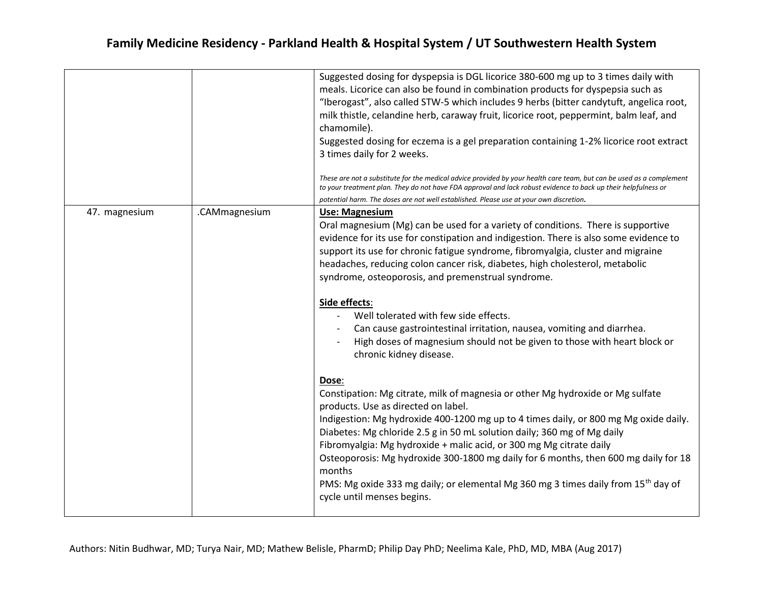| | | |
|---|---|---|
| | | Suggested dosing for dyspepsia is DGL licorice 380-600 mg up to 3 times daily with meals. Licorice can also be found in combination products for dyspepsia such as "Iberogast", also called STW-5 which includes 9 herbs (bitter candytuft, angelica root, milk thistle, celandine herb, caraway fruit, licorice root, peppermint, balm leaf, and chamomile).<br>Suggested dosing for eczema is a gel preparation containing 1-2% licorice root extract 3 times daily for 2 weeks.<br><br>*These are not a substitute for the medical advice provided by your health care team, but can be used as a complement to your treatment plan. They do not have FDA approval and lack robust evidence to back up their helpfulness or potential harm. The doses are not well established. Please use at your own discretion.* |
| 47. magnesium | .CAMmagnesium | **Use: Magnesium**<br>Oral magnesium (Mg) can be used for a variety of conditions. There is supportive evidence for its use for constipation and indigestion. There is also some evidence to support its use for chronic fatigue syndrome, fibromyalgia, cluster and migraine headaches, reducing colon cancer risk, diabetes, high cholesterol, metabolic syndrome, osteoporosis, and premenstrual syndrome.<br><br>**Side effects**:<br>- Well tolerated with few side effects.<br>- Can cause gastrointestinal irritation, nausea, vomiting and diarrhea.<br>- High doses of magnesium should not be given to those with heart block or chronic kidney disease.<br><br>**Dose**:<br>Constipation: Mg citrate, milk of magnesia or other Mg hydroxide or Mg sulfate products. Use as directed on label.<br>Indigestion: Mg hydroxide 400-1200 mg up to 4 times daily, or 800 mg Mg oxide daily.<br>Diabetes: Mg chloride 2.5 g in 50 mL solution daily; 360 mg of Mg daily<br>Fibromyalgia: Mg hydroxide + malic acid, or 300 mg Mg citrate daily<br>Osteoporosis: Mg hydroxide 300-1800 mg daily for 6 months, then 600 mg daily for 18 months<br>PMS: Mg oxide 333 mg daily; or elemental Mg 360 mg 3 times daily from 15th day of cycle until menses begins. |

Authors: Nitin Budhwar, MD; Turya Nair, MD; Mathew Belisle, PharmD; Philip Day PhD; Neelima Kale, PhD, MD, MBA (Aug 2017)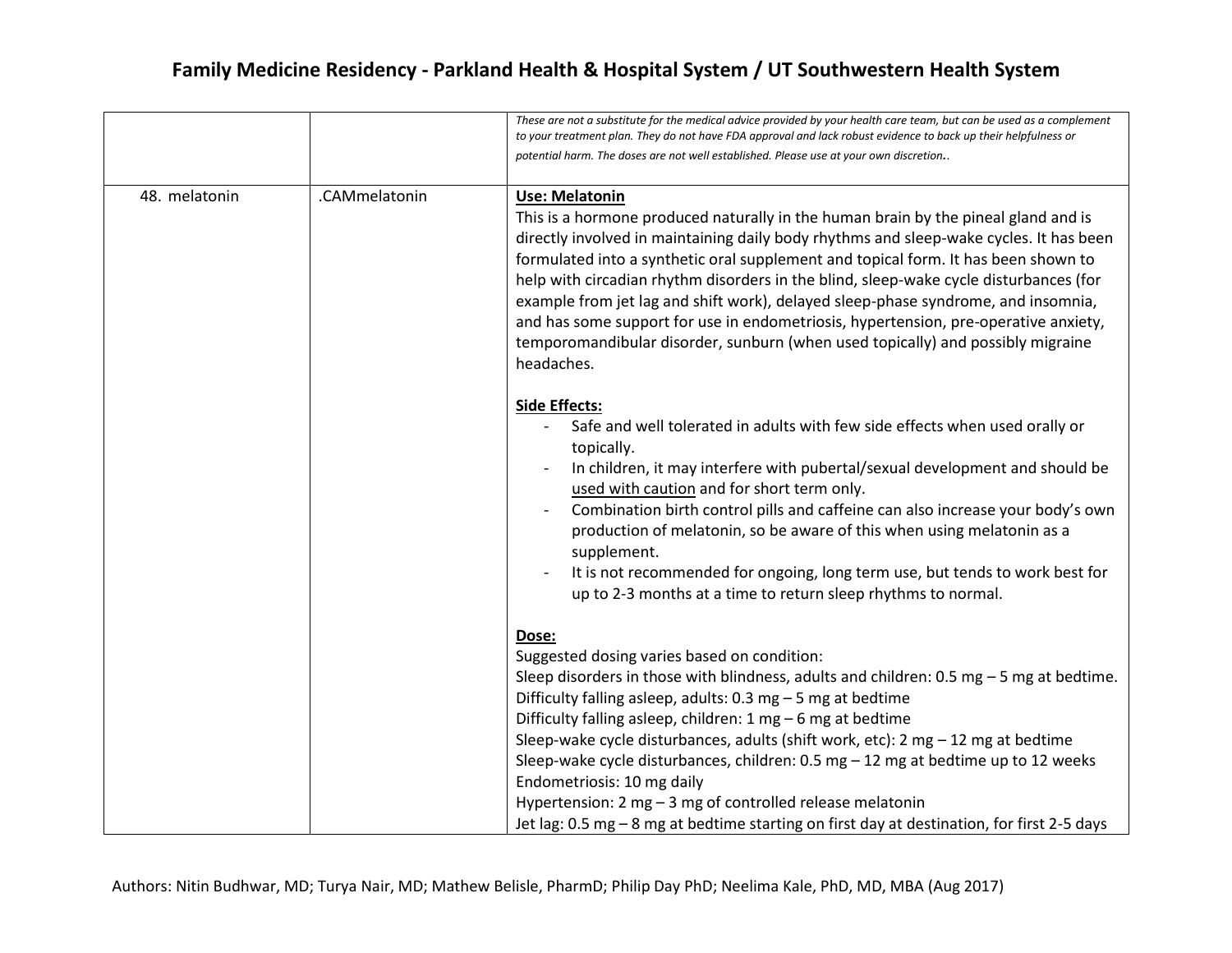| | | |
|---|---|---|
| | | *These are not a substitute for the medical advice provided by your health care team, but can be used as a complement to your treatment plan. They do not have FDA approval and lack robust evidence to back up their helpfulness or potential harm. The doses are not well established. Please use at your own discretion..* |
| 48. melatonin | .CAMmelatonin | **Use: Melatonin**<br>This is a hormone produced naturally in the human brain by the pineal gland and is directly involved in maintaining daily body rhythms and sleep-wake cycles. It has been formulated into a synthetic oral supplement and topical form. It has been shown to help with circadian rhythm disorders in the blind, sleep-wake cycle disturbances (for example from jet lag and shift work), delayed sleep-phase syndrome, and insomnia, and has some support for use in endometriosis, hypertension, pre-operative anxiety, temporomandibular disorder, sunburn (when used topically) and possibly migraine headaches.<br><br>**Side Effects:**<br>- Safe and well tolerated in adults with few side effects when used orally or topically.<br>- In children, it may interfere with pubertal/sexual development and should be used with caution and for short term only.<br>- Combination birth control pills and caffeine can also increase your body's own production of melatonin, so be aware of this when using melatonin as a supplement.<br>- It is not recommended for ongoing, long term use, but tends to work best for up to 2-3 months at a time to return sleep rhythms to normal.<br><br>**Dose:**<br>Suggested dosing varies based on condition:<br>Sleep disorders in those with blindness, adults and children: 0.5 mg – 5 mg at bedtime.<br>Difficulty falling asleep, adults: 0.3 mg – 5 mg at bedtime<br>Difficulty falling asleep, children: 1 mg – 6 mg at bedtime<br>Sleep-wake cycle disturbances, adults (shift work, etc): 2 mg – 12 mg at bedtime<br>Sleep-wake cycle disturbances, children: 0.5 mg – 12 mg at bedtime up to 12 weeks<br>Endometriosis: 10 mg daily<br>Hypertension: 2 mg – 3 mg of controlled release melatonin<br>Jet lag: 0.5 mg – 8 mg at bedtime starting on first day at destination, for first 2-5 days |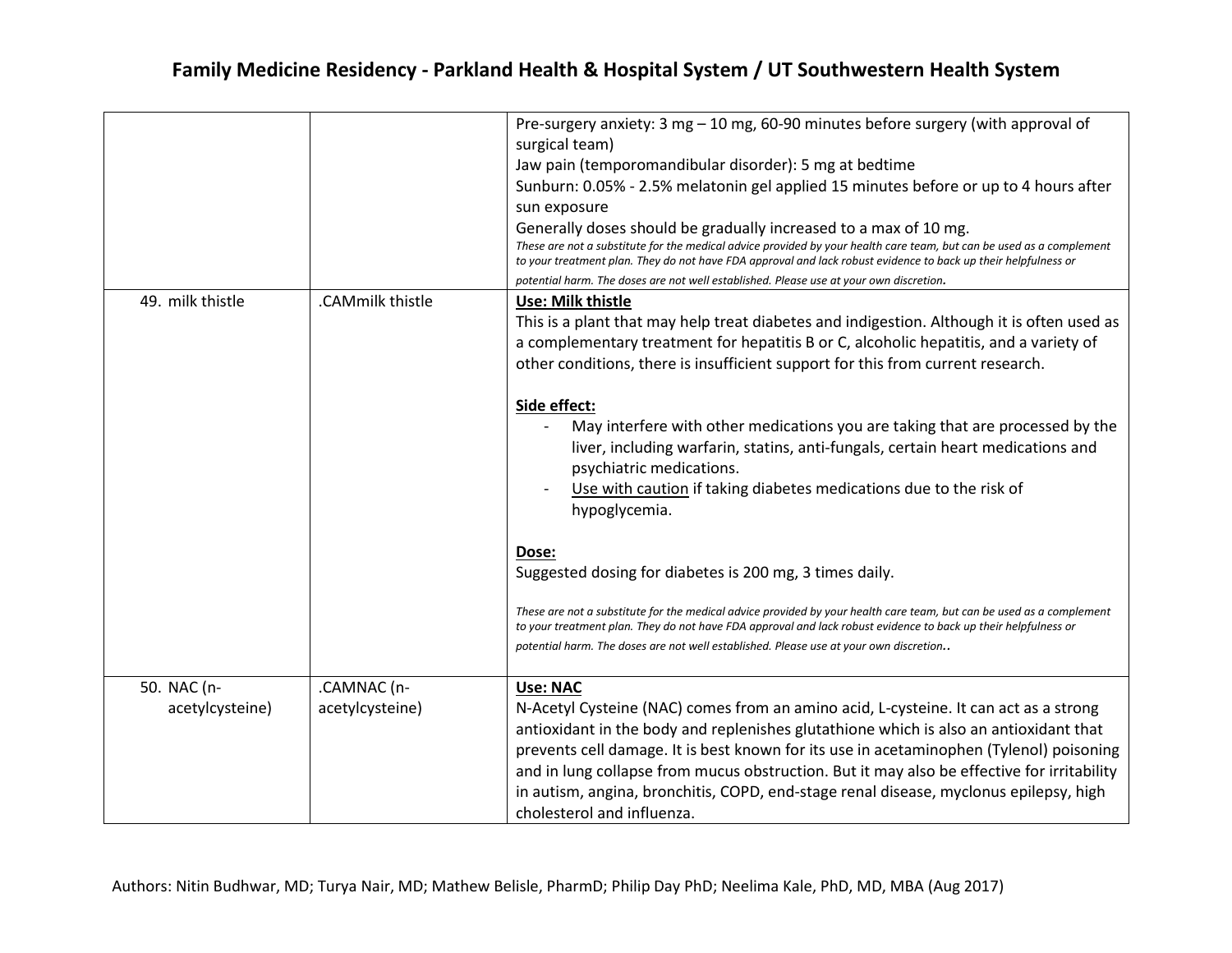| | | |
|---|---|---|
| | | Pre-surgery anxiety: 3 mg – 10 mg, 60-90 minutes before surgery (with approval of surgical team)<br>Jaw pain (temporomandibular disorder): 5 mg at bedtime<br>Sunburn: 0.05% - 2.5% melatonin gel applied 15 minutes before or up to 4 hours after sun exposure<br>Generally doses should be gradually increased to a max of 10 mg.<br>*These are not a substitute for the medical advice provided by your health care team, but can be used as a complement to your treatment plan. They do not have FDA approval and lack robust evidence to back up their helpfulness or potential harm. The doses are not well established. Please use at your own discretion.* |
| 49. milk thistle | .CAMmilk thistle | **Use: Milk thistle**<br>This is a plant that may help treat diabetes and indigestion. Although it is often used as a complementary treatment for hepatitis B or C, alcoholic hepatitis, and a variety of other conditions, there is insufficient support for this from current research.<br><br>**Side effect:**<br>- May interfere with other medications you are taking that are processed by the liver, including warfarin, statins, anti-fungals, certain heart medications and psychiatric medications.<br>- Use with caution if taking diabetes medications due to the risk of hypoglycemia.<br><br>**Dose:**<br>Suggested dosing for diabetes is 200 mg, 3 times daily.<br><br>*These are not a substitute for the medical advice provided by your health care team, but can be used as a complement to your treatment plan. They do not have FDA approval and lack robust evidence to back up their helpfulness or potential harm. The doses are not well established. Please use at your own discretion..* |
| 50. NAC (n-acetylcysteine) | .CAMNAC (n-acetylcysteine) | **Use: NAC**<br>N-Acetyl Cysteine (NAC) comes from an amino acid, L-cysteine. It can act as a strong antioxidant in the body and replenishes glutathione which is also an antioxidant that prevents cell damage. It is best known for its use in acetaminophen (Tylenol) poisoning and in lung collapse from mucus obstruction. But it may also be effective for irritability in autism, angina, bronchitis, COPD, end-stage renal disease, myclonus epilepsy, high cholesterol and influenza. |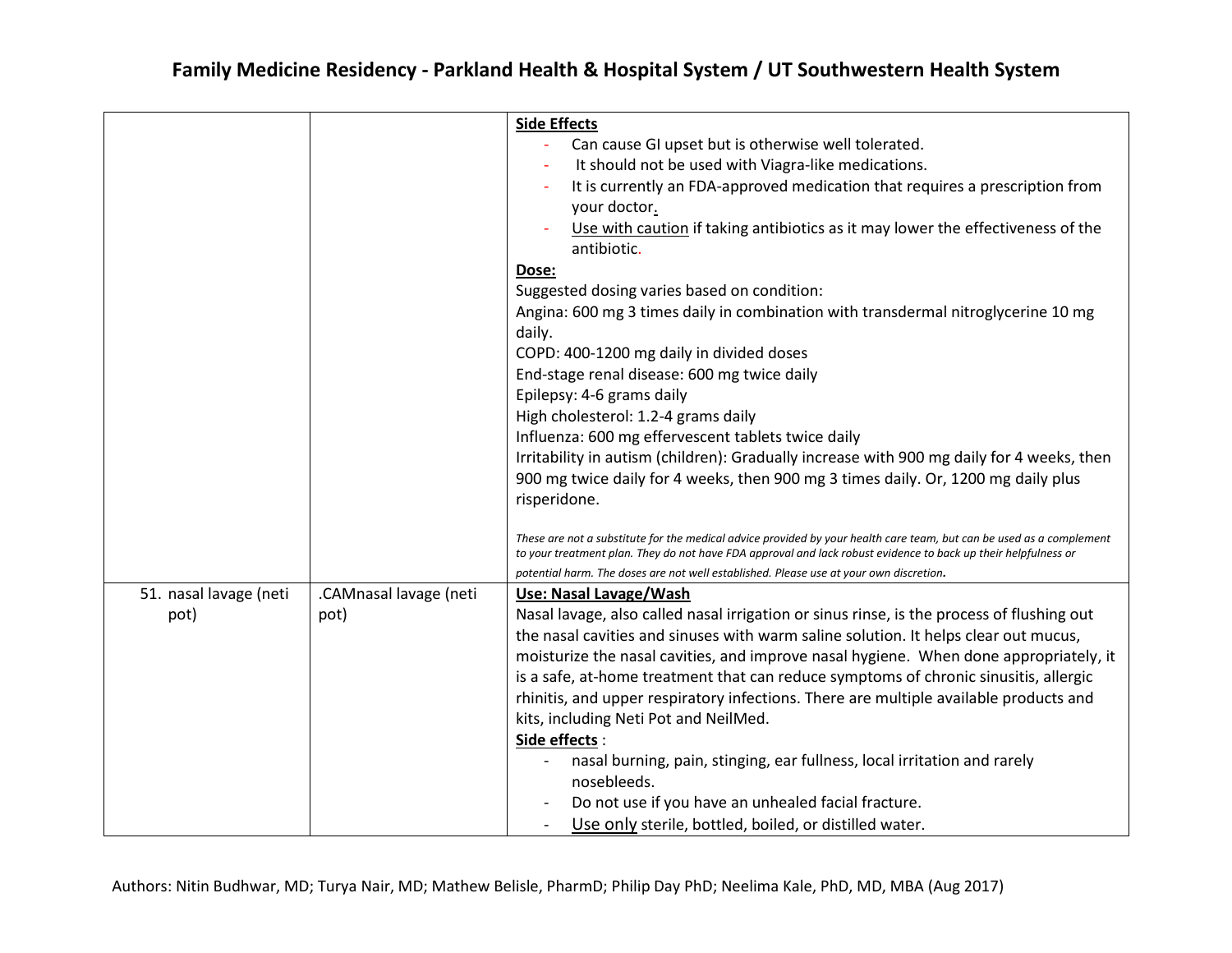| | | |
|---|---|---|
| | | **Side Effects**<br>- Can cause GI upset but is otherwise well tolerated.<br>- It should not be used with Viagra-like medications.<br>- It is currently an FDA-approved medication that requires a prescription from your doctor.<br>- Use with caution if taking antibiotics as it may lower the effectiveness of the antibiotic.<br>**Dose:**<br>Suggested dosing varies based on condition:<br>Angina: 600 mg 3 times daily in combination with transdermal nitroglycerine 10 mg daily.<br>COPD: 400-1200 mg daily in divided doses<br>End-stage renal disease: 600 mg twice daily<br>Epilepsy: 4-6 grams daily<br>High cholesterol: 1.2-4 grams daily<br>Influenza: 600 mg effervescent tablets twice daily<br>Irritability in autism (children): Gradually increase with 900 mg daily for 4 weeks, then 900 mg twice daily for 4 weeks, then 900 mg 3 times daily. Or, 1200 mg daily plus risperidone.<br><br>*These are not a substitute for the medical advice provided by your health care team, but can be used as a complement to your treatment plan. They do not have FDA approval and lack robust evidence to back up their helpfulness or potential harm. The doses are not well established. Please use at your own discretion.* |
| 51. nasal lavage (neti pot) | .CAMnasal lavage (neti pot) | **Use: Nasal Lavage/Wash**<br>Nasal lavage, also called nasal irrigation or sinus rinse, is the process of flushing out the nasal cavities and sinuses with warm saline solution. It helps clear out mucus, moisturize the nasal cavities, and improve nasal hygiene. When done appropriately, it is a safe, at-home treatment that can reduce symptoms of chronic sinusitis, allergic rhinitis, and upper respiratory infections. There are multiple available products and kits, including Neti Pot and NeilMed.<br>**Side effects** :<br>- nasal burning, pain, stinging, ear fullness, local irritation and rarely nosebleeds.<br>- Do not use if you have an unhealed facial fracture.<br>- Use only sterile, bottled, boiled, or distilled water. |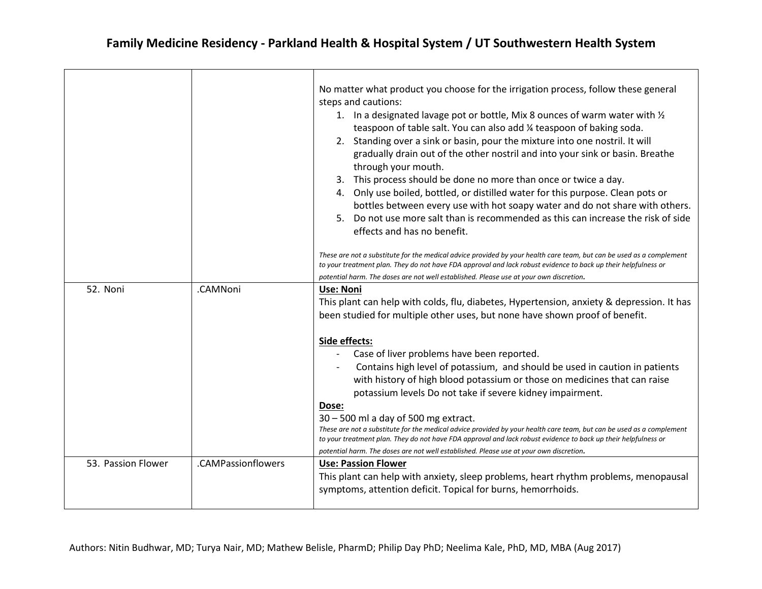| | | |
|---|---|---|
| | | No matter what product you choose for the irrigation process, follow these general steps and cautions:<br>1. In a designated lavage pot or bottle, Mix 8 ounces of warm water with ½ teaspoon of table salt. You can also add ¼ teaspoon of baking soda.<br>2. Standing over a sink or basin, pour the mixture into one nostril. It will gradually drain out of the other nostril and into your sink or basin. Breathe through your mouth.<br>3. This process should be done no more than once or twice a day.<br>4. Only use boiled, bottled, or distilled water for this purpose. Clean pots or bottles between every use with hot soapy water and do not share with others.<br>5. Do not use more salt than is recommended as this can increase the risk of side effects and has no benefit.<br><br>*These are not a substitute for the medical advice provided by your health care team, but can be used as a complement to your treatment plan. They do not have FDA approval and lack robust evidence to back up their helpfulness or potential harm. The doses are not well established. Please use at your own discretion.* |
| 52. Noni | .CAMNoni | **Use: Noni**<br>This plant can help with colds, flu, diabetes, Hypertension, anxiety & depression. It has been studied for multiple other uses, but none have shown proof of benefit.<br><br>**Side effects:**<br>- Case of liver problems have been reported.<br>- Contains high level of potassium, and should be used in caution in patients with history of high blood potassium or those on medicines that can raise potassium levels Do not take if severe kidney impairment.<br><br>**Dose:**<br>30 – 500 ml a day of 500 mg extract.<br>*These are not a substitute for the medical advice provided by your health care team, but can be used as a complement to your treatment plan. They do not have FDA approval and lack robust evidence to back up their helpfulness or potential harm. The doses are not well established. Please use at your own discretion.* |
| 53. Passion Flower | .CAMPassionflowers | **Use: Passion Flower**<br>This plant can help with anxiety, sleep problems, heart rhythm problems, menopausal symptoms, attention deficit. Topical for burns, hemorrhoids. |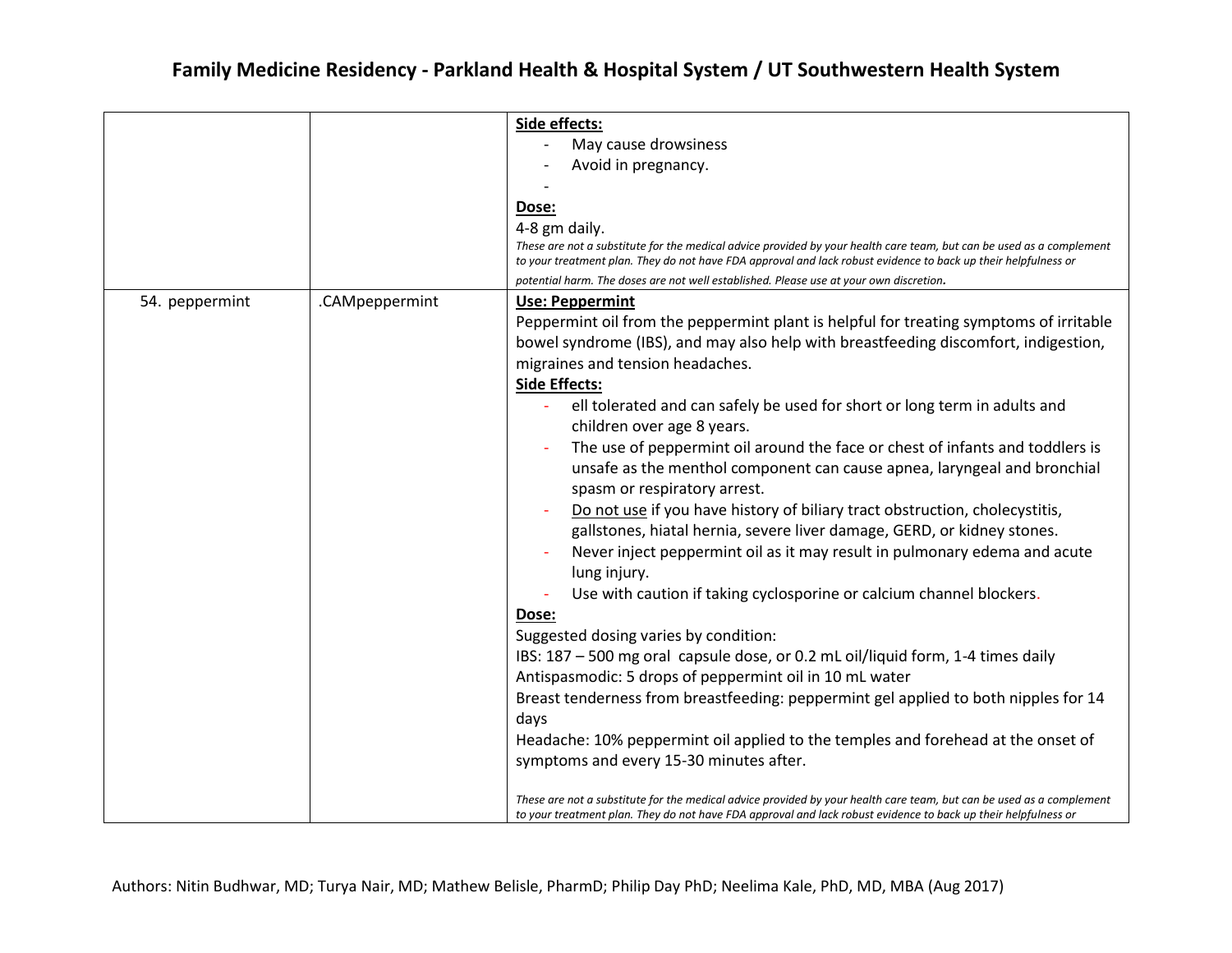| | | |
|---|---|---|
| | | **Side effects:**<br>- May cause drowsiness<br>- Avoid in pregnancy.<br>-<br>**Dose:**<br>4-8 gm daily.<br>*These are not a substitute for the medical advice provided by your health care team, but can be used as a complement to your treatment plan. They do not have FDA approval and lack robust evidence to back up their helpfulness or potential harm. The doses are not well established. Please use at your own discretion.* |
| 54. peppermint | .CAMpeppermint | **Use: Peppermint**<br>Peppermint oil from the peppermint plant is helpful for treating symptoms of irritable bowel syndrome (IBS), and may also help with breastfeeding discomfort, indigestion, migraines and tension headaches.<br>**Side Effects:**<br>- ell tolerated and can safely be used for short or long term in adults and children over age 8 years.<br>- The use of peppermint oil around the face or chest of infants and toddlers is unsafe as the menthol component can cause apnea, laryngeal and bronchial spasm or respiratory arrest.<br>- Do not use if you have history of biliary tract obstruction, cholecystitis, gallstones, hiatal hernia, severe liver damage, GERD, or kidney stones.<br>- Never inject peppermint oil as it may result in pulmonary edema and acute lung injury.<br>- Use with caution if taking cyclosporine or calcium channel blockers.<br>**Dose:**<br>Suggested dosing varies by condition:<br>IBS: 187 – 500 mg oral capsule dose, or 0.2 mL oil/liquid form, 1-4 times daily<br>Antispasmodic: 5 drops of peppermint oil in 10 mL water<br>Breast tenderness from breastfeeding: peppermint gel applied to both nipples for 14 days<br>Headache: 10% peppermint oil applied to the temples and forehead at the onset of symptoms and every 15-30 minutes after.<br><br>*These are not a substitute for the medical advice provided by your health care team, but can be used as a complement to your treatment plan. They do not have FDA approval and lack robust evidence to back up their helpfulness or* |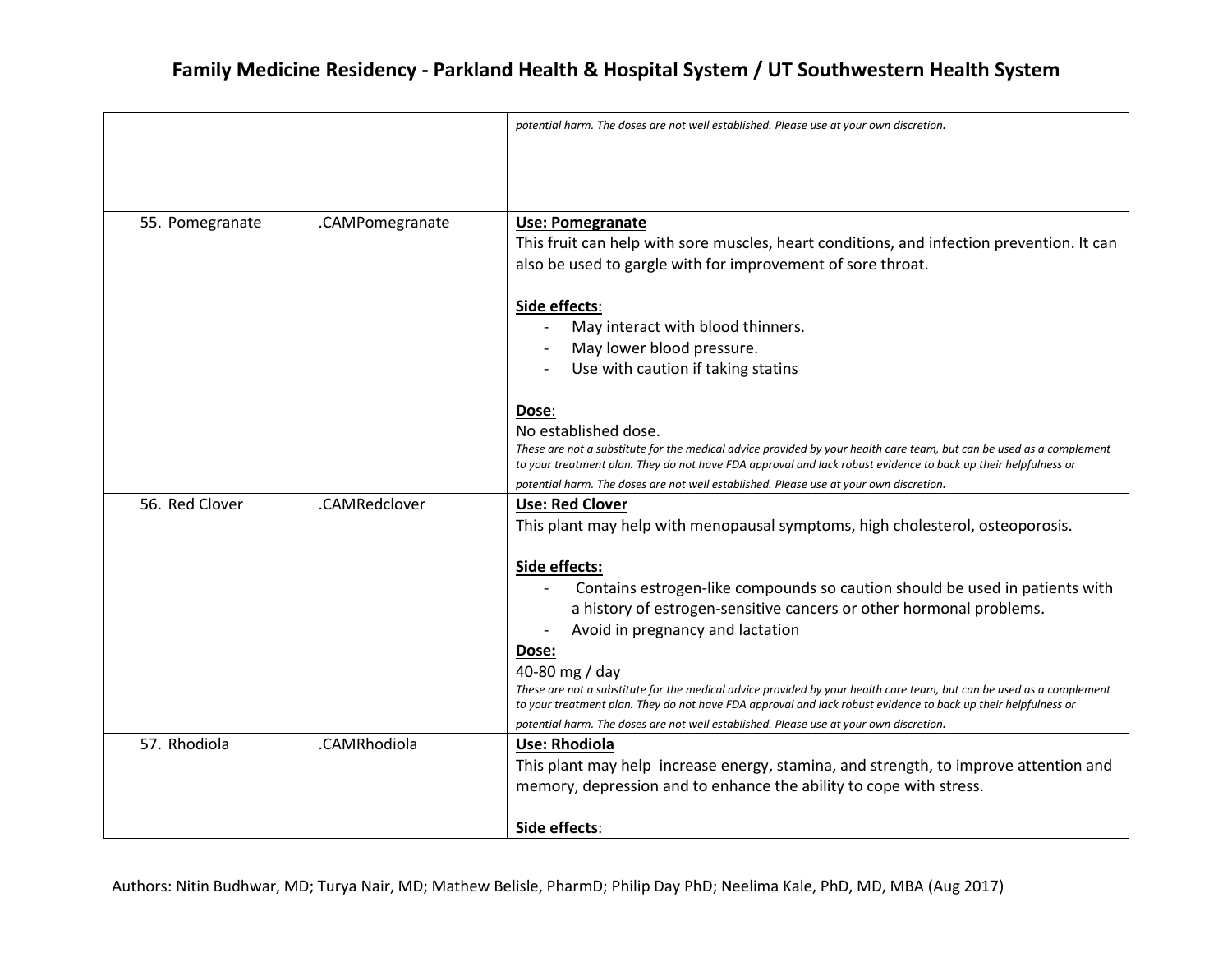| | | |
|---|---|---|
| | | *potential harm. The doses are not well established. Please use at your own discretion.* |
| 55. Pomegranate | .CAMPomegranate | **Use: Pomegranate**<br>This fruit can help with sore muscles, heart conditions, and infection prevention. It can also be used to gargle with for improvement of sore throat.<br><br>**Side effects**:<br>- May interact with blood thinners.<br>- May lower blood pressure.<br>- Use with caution if taking statins<br><br>**Dose**:<br>No established dose.<br>*These are not a substitute for the medical advice provided by your health care team, but can be used as a complement to your treatment plan. They do not have FDA approval and lack robust evidence to back up their helpfulness or potential harm. The doses are not well established. Please use at your own discretion.* |
| 56. Red Clover | .CAMRedclover | **Use: Red Clover**<br>This plant may help with menopausal symptoms, high cholesterol, osteoporosis.<br><br>**Side effects:**<br>- Contains estrogen-like compounds so caution should be used in patients with a history of estrogen-sensitive cancers or other hormonal problems.<br>- Avoid in pregnancy and lactation<br>**Dose:**<br>40-80 mg / day<br>*These are not a substitute for the medical advice provided by your health care team, but can be used as a complement to your treatment plan. They do not have FDA approval and lack robust evidence to back up their helpfulness or potential harm. The doses are not well established. Please use at your own discretion.* |
| 57. Rhodiola | .CAMRhodiola | **Use: Rhodiola**<br>This plant may help increase energy, stamina, and strength, to improve attention and memory, depression and to enhance the ability to cope with stress.<br><br>**Side effects**: |

Authors: Nitin Budhwar, MD; Turya Nair, MD; Mathew Belisle, PharmD; Philip Day PhD; Neelima Kale, PhD, MD, MBA (Aug 2017)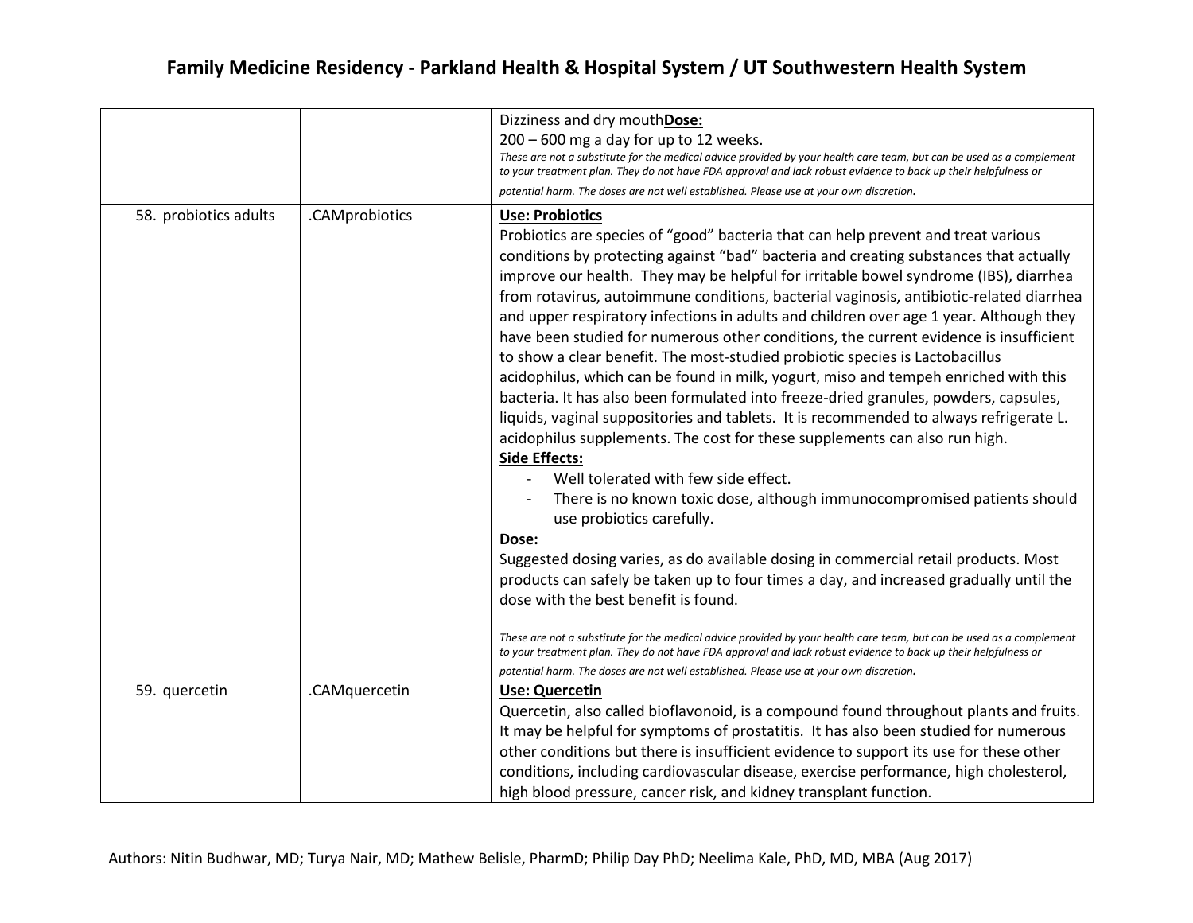| | | |
|---|---|---|
| | | Dizziness and dry mouth**Dose:**<br>200 – 600 mg a day for up to 12 weeks.<br>*These are not a substitute for the medical advice provided by your health care team, but can be used as a complement to your treatment plan. They do not have FDA approval and lack robust evidence to back up their helpfulness or potential harm. The doses are not well established. Please use at your own discretion.* |
| 58. probiotics adults | .CAMprobiotics | **Use: Probiotics**<br>Probiotics are species of "good" bacteria that can help prevent and treat various conditions by protecting against "bad" bacteria and creating substances that actually improve our health. They may be helpful for irritable bowel syndrome (IBS), diarrhea from rotavirus, autoimmune conditions, bacterial vaginosis, antibiotic-related diarrhea and upper respiratory infections in adults and children over age 1 year. Although they have been studied for numerous other conditions, the current evidence is insufficient to show a clear benefit. The most-studied probiotic species is Lactobacillus acidophilus, which can be found in milk, yogurt, miso and tempeh enriched with this bacteria. It has also been formulated into freeze-dried granules, powders, capsules, liquids, vaginal suppositories and tablets. It is recommended to always refrigerate L. acidophilus supplements. The cost for these supplements can also run high.<br>**Side Effects:**<br>- Well tolerated with few side effect.<br>- There is no known toxic dose, although immunocompromised patients should use probiotics carefully.<br>**Dose:**<br>Suggested dosing varies, as do available dosing in commercial retail products. Most products can safely be taken up to four times a day, and increased gradually until the dose with the best benefit is found.<br><br>*These are not a substitute for the medical advice provided by your health care team, but can be used as a complement to your treatment plan. They do not have FDA approval and lack robust evidence to back up their helpfulness or potential harm. The doses are not well established. Please use at your own discretion.* |
| 59. quercetin | .CAMquercetin | **Use: Quercetin**<br>Quercetin, also called bioflavonoid, is a compound found throughout plants and fruits. It may be helpful for symptoms of prostatitis. It has also been studied for numerous other conditions but there is insufficient evidence to support its use for these other conditions, including cardiovascular disease, exercise performance, high cholesterol, high blood pressure, cancer risk, and kidney transplant function. |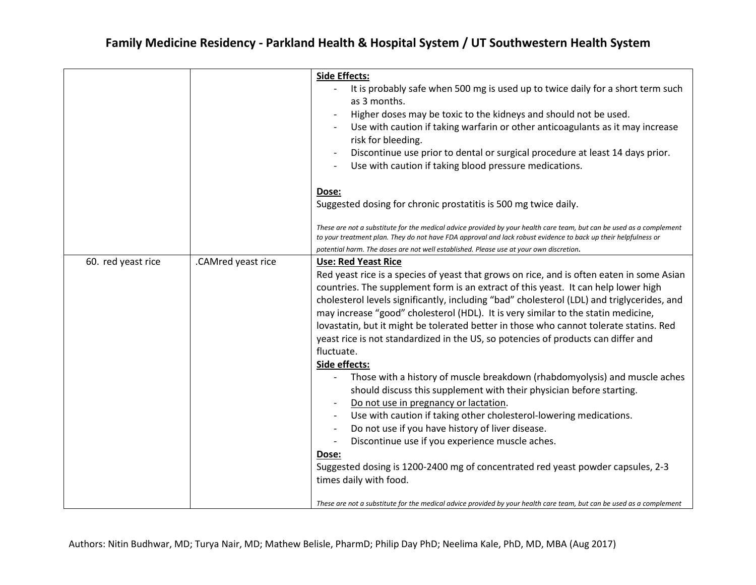| | | |
|---|---|---|
| | | **Side Effects:**<br>- It is probably safe when 500 mg is used up to twice daily for a short term such as 3 months.<br>- Higher doses may be toxic to the kidneys and should not be used.<br>- Use with caution if taking warfarin or other anticoagulants as it may increase risk for bleeding.<br>- Discontinue use prior to dental or surgical procedure at least 14 days prior.<br>- Use with caution if taking blood pressure medications.<br><br>**Dose:**<br>Suggested dosing for chronic prostatitis is 500 mg twice daily.<br><br>*These are not a substitute for the medical advice provided by your health care team, but can be used as a complement to your treatment plan. They do not have FDA approval and lack robust evidence to back up their helpfulness or potential harm. The doses are not well established. Please use at your own discretion.* |
| 60. red yeast rice | .CAMred yeast rice | **Use: Red Yeast Rice**<br>Red yeast rice is a species of yeast that grows on rice, and is often eaten in some Asian countries. The supplement form is an extract of this yeast. It can help lower high cholesterol levels significantly, including "bad" cholesterol (LDL) and triglycerides, and may increase "good" cholesterol (HDL). It is very similar to the statin medicine, lovastatin, but it might be tolerated better in those who cannot tolerate statins. Red yeast rice is not standardized in the US, so potencies of products can differ and fluctuate.<br>**Side effects:**<br>- Those with a history of muscle breakdown (rhabdomyolysis) and muscle aches should discuss this supplement with their physician before starting.<br>- <u>Do not use in pregnancy or lactation</u>.<br>- Use with caution if taking other cholesterol-lowering medications.<br>- Do not use if you have history of liver disease.<br>- Discontinue use if you experience muscle aches.<br>**Dose:**<br>Suggested dosing is 1200-2400 mg of concentrated red yeast powder capsules, 2-3 times daily with food.<br><br>*These are not a substitute for the medical advice provided by your health care team, but can be used as a complement* |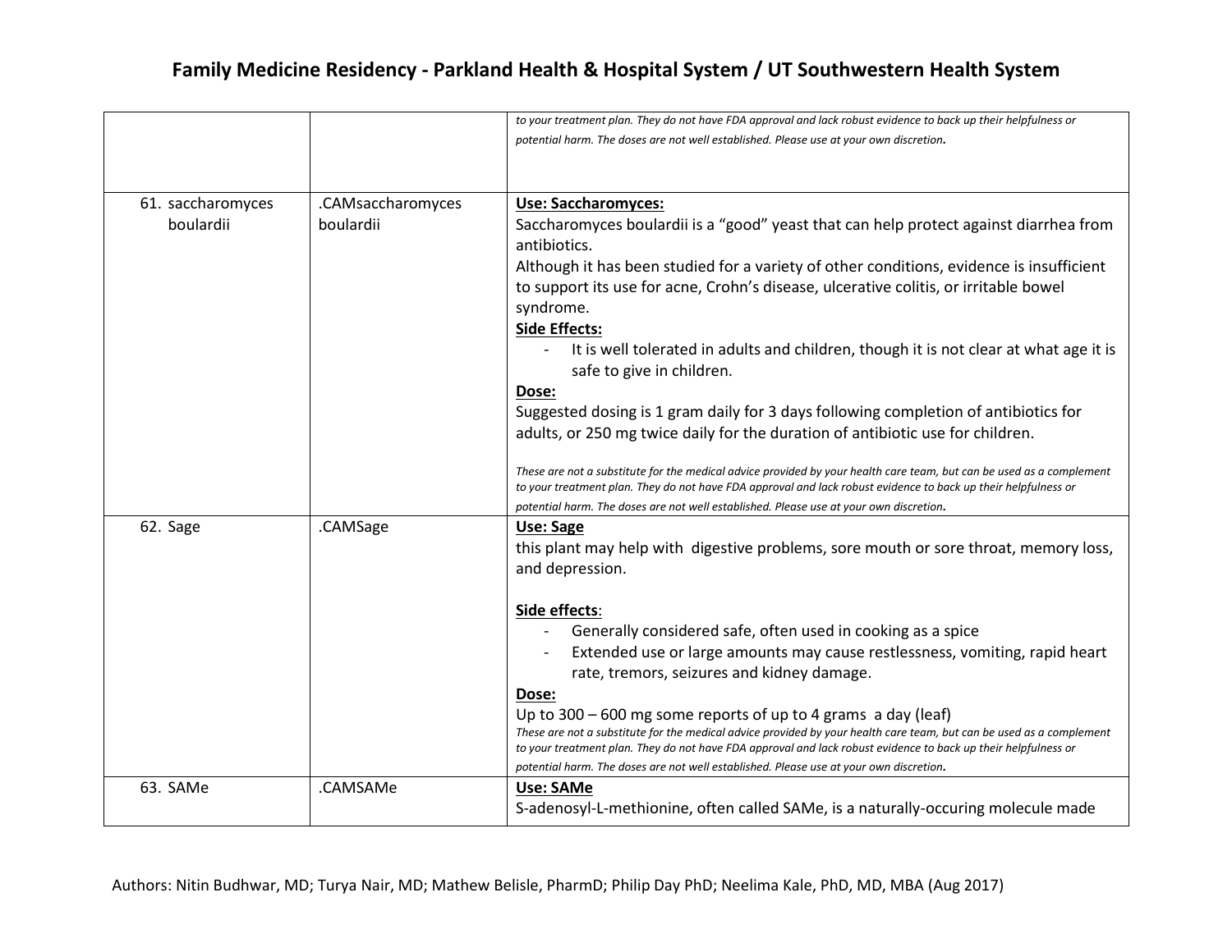| | | |
|---|---|---|
| | | *to your treatment plan. They do not have FDA approval and lack robust evidence to back up their helpfulness or potential harm. The doses are not well established. Please use at your own discretion.* |
| 61. saccharomyces boulardii | .CAMsaccharomyces boulardii | **Use: Saccharomyces:**<br>Saccharomyces boulardii is a "good" yeast that can help protect against diarrhea from antibiotics.<br>Although it has been studied for a variety of other conditions, evidence is insufficient to support its use for acne, Crohn's disease, ulcerative colitis, or irritable bowel syndrome.<br>**Side Effects:**<br>- It is well tolerated in adults and children, though it is not clear at what age it is safe to give in children.<br>**Dose:**<br>Suggested dosing is 1 gram daily for 3 days following completion of antibiotics for adults, or 250 mg twice daily for the duration of antibiotic use for children.<br><br>*These are not a substitute for the medical advice provided by your health care team, but can be used as a complement to your treatment plan. They do not have FDA approval and lack robust evidence to back up their helpfulness or potential harm. The doses are not well established. Please use at your own discretion.* |
| 62. Sage | .CAMSage | **Use: Sage**<br>this plant may help with digestive problems, sore mouth or sore throat, memory loss, and depression.<br><br>**Side effects**:<br>- Generally considered safe, often used in cooking as a spice<br>- Extended use or large amounts may cause restlessness, vomiting, rapid heart rate, tremors, seizures and kidney damage.<br>**Dose:**<br>Up to 300 – 600 mg some reports of up to 4 grams a day (leaf)<br>*These are not a substitute for the medical advice provided by your health care team, but can be used as a complement to your treatment plan. They do not have FDA approval and lack robust evidence to back up their helpfulness or potential harm. The doses are not well established. Please use at your own discretion.* |
| 63. SAMe | .CAMSAMe | **Use: SAMe**<br>S-adenosyl-L-methionine, often called SAMe, is a naturally-occuring molecule made |

Authors: Nitin Budhwar, MD; Turya Nair, MD; Mathew Belisle, PharmD; Philip Day PhD; Neelima Kale, PhD, MD, MBA (Aug 2017)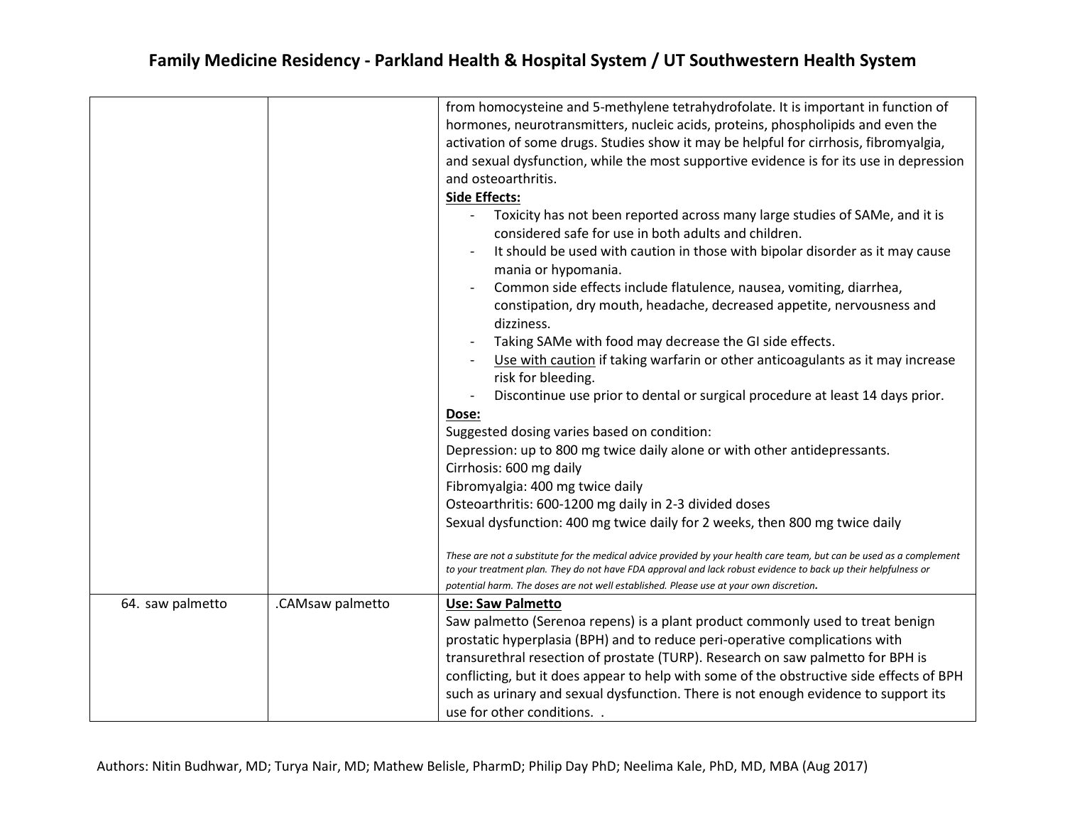| | | |
|---|---|---|
| | | from homocysteine and 5-methylene tetrahydrofolate. It is important in function of hormones, neurotransmitters, nucleic acids, proteins, phospholipids and even the activation of some drugs. Studies show it may be helpful for cirrhosis, fibromyalgia, and sexual dysfunction, while the most supportive evidence is for its use in depression and osteoarthritis.<br>**Side Effects:**<br>- Toxicity has not been reported across many large studies of SAMe, and it is considered safe for use in both adults and children.<br>- It should be used with caution in those with bipolar disorder as it may cause mania or hypomania.<br>- Common side effects include flatulence, nausea, vomiting, diarrhea, constipation, dry mouth, headache, decreased appetite, nervousness and dizziness.<br>- Taking SAMe with food may decrease the GI side effects.<br>- Use with caution if taking warfarin or other anticoagulants as it may increase risk for bleeding.<br>- Discontinue use prior to dental or surgical procedure at least 14 days prior.<br>**Dose:**<br>Suggested dosing varies based on condition:<br>Depression: up to 800 mg twice daily alone or with other antidepressants.<br>Cirrhosis: 600 mg daily<br>Fibromyalgia: 400 mg twice daily<br>Osteoarthritis: 600-1200 mg daily in 2-3 divided doses<br>Sexual dysfunction: 400 mg twice daily for 2 weeks, then 800 mg twice daily<br><br>*These are not a substitute for the medical advice provided by your health care team, but can be used as a complement to your treatment plan. They do not have FDA approval and lack robust evidence to back up their helpfulness or potential harm. The doses are not well established. Please use at your own discretion.* |
| 64. saw palmetto | .CAMsaw palmetto | **Use: Saw Palmetto**<br>Saw palmetto (Serenoa repens) is a plant product commonly used to treat benign prostatic hyperplasia (BPH) and to reduce peri-operative complications with transurethral resection of prostate (TURP). Research on saw palmetto for BPH is conflicting, but it does appear to help with some of the obstructive side effects of BPH such as urinary and sexual dysfunction. There is not enough evidence to support its use for other conditions.  . |

Authors: Nitin Budhwar, MD; Turya Nair, MD; Mathew Belisle, PharmD; Philip Day PhD; Neelima Kale, PhD, MD, MBA (Aug 2017)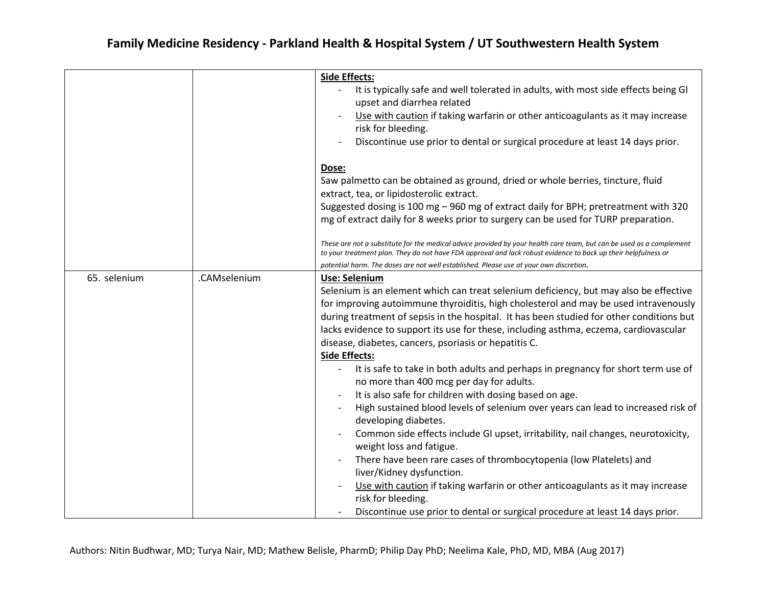| | | |
|---|---|---|
| | | **Side Effects:**<br>- It is typically safe and well tolerated in adults, with most side effects being GI upset and diarrhea related<br>- Use with caution if taking warfarin or other anticoagulants as it may increase risk for bleeding.<br>- Discontinue use prior to dental or surgical procedure at least 14 days prior.<br><br>**Dose:**<br>Saw palmetto can be obtained as ground, dried or whole berries, tincture, fluid extract, tea, or lipidosterolic extract.<br>Suggested dosing is 100 mg – 960 mg of extract daily for BPH; pretreatment with 320 mg of extract daily for 8 weeks prior to surgery can be used for TURP preparation.<br><br>*These are not a substitute for the medical advice provided by your health care team, but can be used as a complement to your treatment plan. They do not have FDA approval and lack robust evidence to back up their helpfulness or potential harm. The doses are not well established. Please use at your own discretion.* |
| 65. selenium | .CAMselenium | **Use: Selenium**<br>Selenium is an element which can treat selenium deficiency, but may also be effective for improving autoimmune thyroiditis, high cholesterol and may be used intravenously during treatment of sepsis in the hospital. It has been studied for other conditions but lacks evidence to support its use for these, including asthma, eczema, cardiovascular disease, diabetes, cancers, psoriasis or hepatitis C.<br>**Side Effects:**<br>- It is safe to take in both adults and perhaps in pregnancy for short term use of no more than 400 mcg per day for adults.<br>- It is also safe for children with dosing based on age.<br>- High sustained blood levels of selenium over years can lead to increased risk of developing diabetes.<br>- Common side effects include GI upset, irritability, nail changes, neurotoxicity, weight loss and fatigue.<br>- There have been rare cases of thrombocytopenia (low Platelets) and liver/Kidney dysfunction.<br>- Use with caution if taking warfarin or other anticoagulants as it may increase risk for bleeding.<br>- Discontinue use prior to dental or surgical procedure at least 14 days prior. |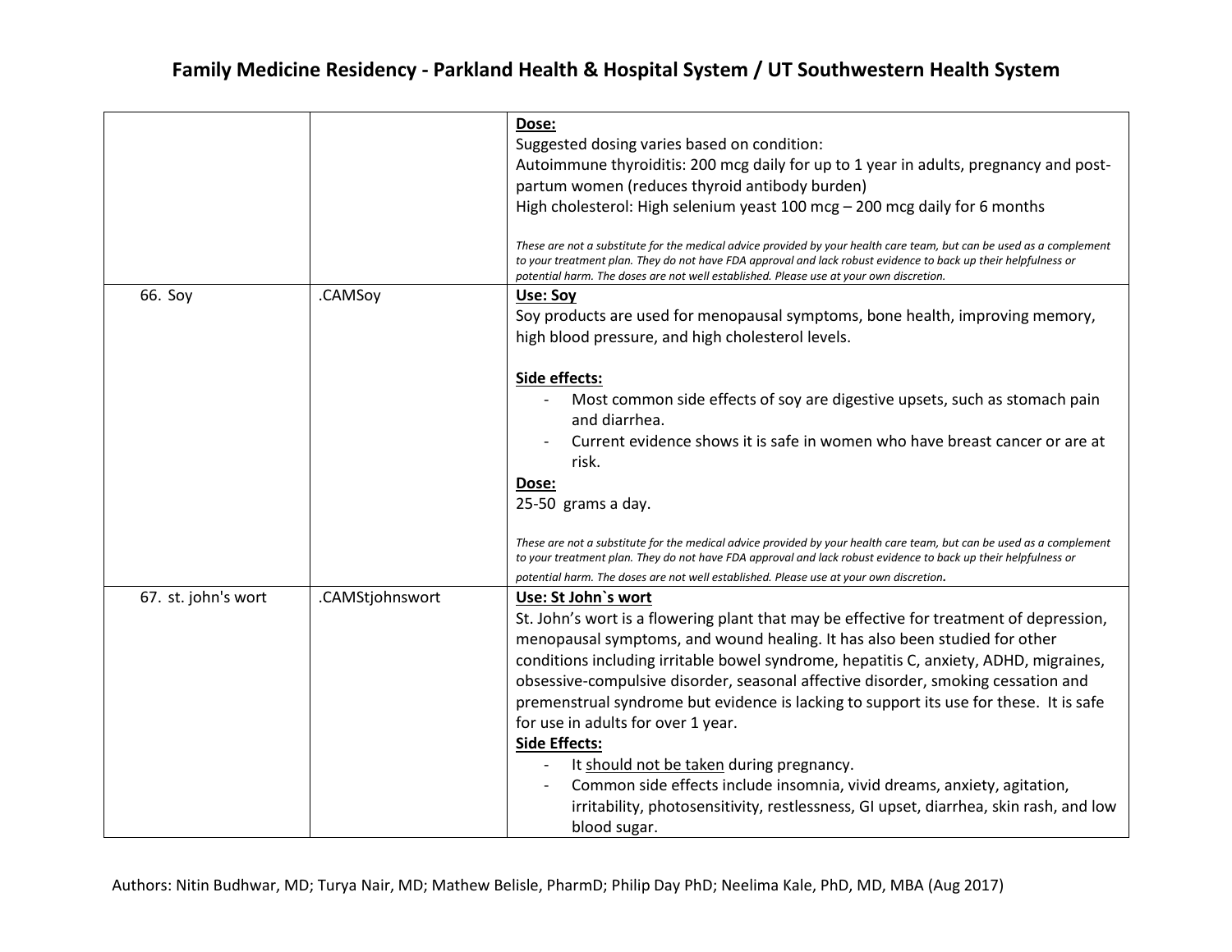| | | |
|---|---|---|
| | | **Dose:**<br>Suggested dosing varies based on condition:<br>Autoimmune thyroiditis: 200 mcg daily for up to 1 year in adults, pregnancy and post-partum women (reduces thyroid antibody burden)<br>High cholesterol: High selenium yeast 100 mcg – 200 mcg daily for 6 months<br><br>*These are not a substitute for the medical advice provided by your health care team, but can be used as a complement to your treatment plan. They do not have FDA approval and lack robust evidence to back up their helpfulness or potential harm. The doses are not well established. Please use at your own discretion.* |
| 66. Soy | .CAMSoy | **Use: Soy**<br>Soy products are used for menopausal symptoms, bone health, improving memory, high blood pressure, and high cholesterol levels.<br><br>**Side effects:**<br>- Most common side effects of soy are digestive upsets, such as stomach pain and diarrhea.<br>- Current evidence shows it is safe in women who have breast cancer or are at risk.<br><br>**Dose:**<br>25-50 grams a day.<br><br>*These are not a substitute for the medical advice provided by your health care team, but can be used as a complement to your treatment plan. They do not have FDA approval and lack robust evidence to back up their helpfulness or potential harm. The doses are not well established. Please use at your own discretion.* |
| 67. st. john's wort | .CAMStjohnswort | **Use: St John`s wort**<br>St. John's wort is a flowering plant that may be effective for treatment of depression, menopausal symptoms, and wound healing. It has also been studied for other conditions including irritable bowel syndrome, hepatitis C, anxiety, ADHD, migraines, obsessive-compulsive disorder, seasonal affective disorder, smoking cessation and premenstrual syndrome but evidence is lacking to support its use for these. It is safe for use in adults for over 1 year.<br>**Side Effects:**<br>- It should not be taken during pregnancy.<br>- Common side effects include insomnia, vivid dreams, anxiety, agitation, irritability, photosensitivity, restlessness, GI upset, diarrhea, skin rash, and low blood sugar. |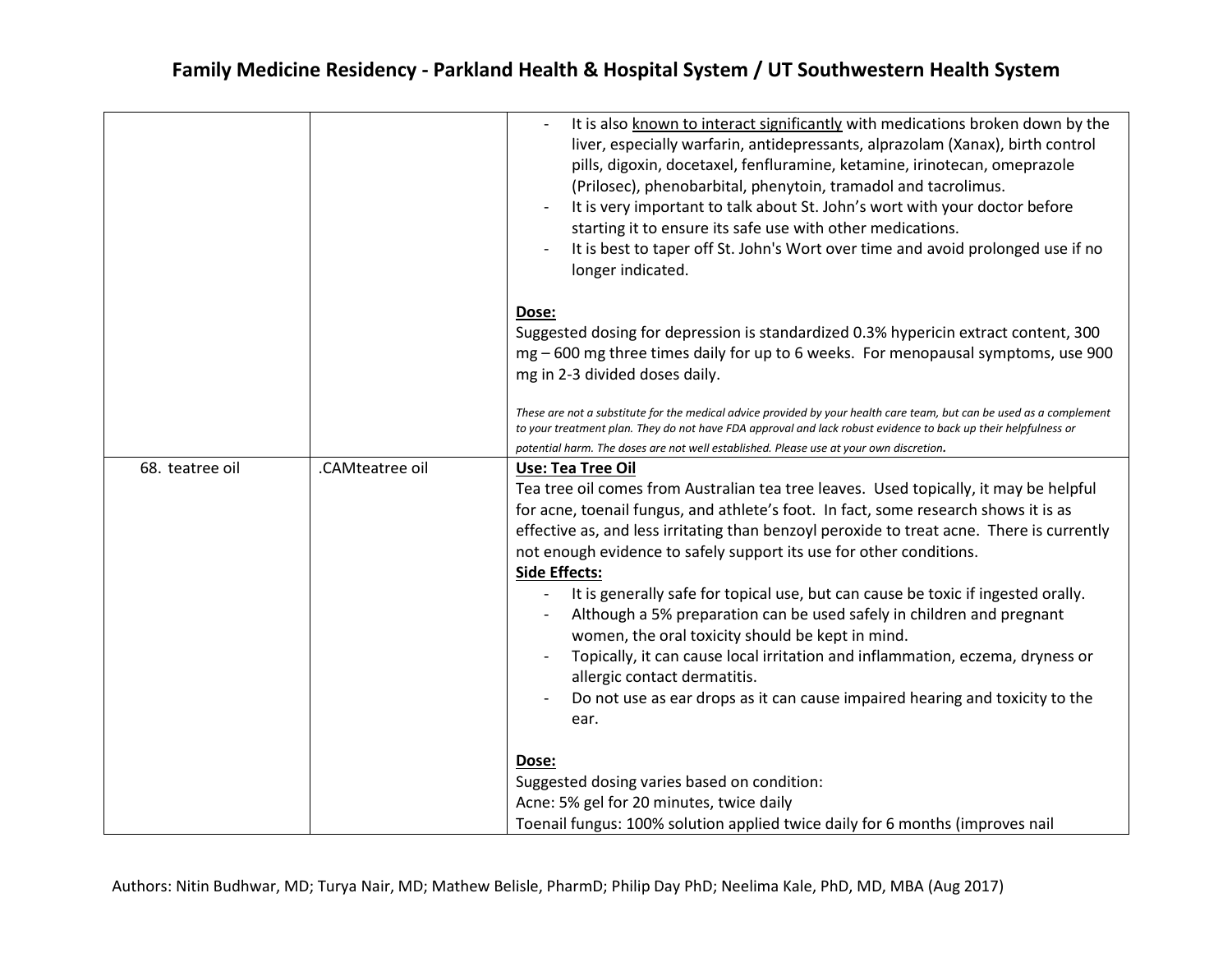| | | |
|---|---|---|
| | | - It is also <u>known to interact significantly</u> with medications broken down by the liver, especially warfarin, antidepressants, alprazolam (Xanax), birth control pills, digoxin, docetaxel, fenfluramine, ketamine, irinotecan, omeprazole (Prilosec), phenobarbital, phenytoin, tramadol and tacrolimus.<br>- It is very important to talk about St. John's wort with your doctor before starting it to ensure its safe use with other medications.<br>- It is best to taper off St. John's Wort over time and avoid prolonged use if no longer indicated.<br><br>**<u>Dose:</u>**<br>Suggested dosing for depression is standardized 0.3% hypericin extract content, 300 mg – 600 mg three times daily for up to 6 weeks. For menopausal symptoms, use 900 mg in 2-3 divided doses daily.<br><br>*These are not a substitute for the medical advice provided by your health care team, but can be used as a complement to your treatment plan. They do not have FDA approval and lack robust evidence to back up their helpfulness or potential harm. The doses are not well established. Please use at your own discretion.* |
| 68. teatree oil | .CAMteatree oil | **<u>Use: Tea Tree Oil</u>**<br>Tea tree oil comes from Australian tea tree leaves. Used topically, it may be helpful for acne, toenail fungus, and athlete's foot. In fact, some research shows it is as effective as, and less irritating than benzoyl peroxide to treat acne. There is currently not enough evidence to safely support its use for other conditions.<br>**<u>Side Effects:</u>**<br>- It is generally safe for topical use, but can cause be toxic if ingested orally.<br>- Although a 5% preparation can be used safely in children and pregnant women, the oral toxicity should be kept in mind.<br>- Topically, it can cause local irritation and inflammation, eczema, dryness or allergic contact dermatitis.<br>- Do not use as ear drops as it can cause impaired hearing and toxicity to the ear.<br><br>**<u>Dose:</u>**<br>Suggested dosing varies based on condition:<br>Acne: 5% gel for 20 minutes, twice daily<br>Toenail fungus: 100% solution applied twice daily for 6 months (improves nail |

Authors: Nitin Budhwar, MD; Turya Nair, MD; Mathew Belisle, PharmD; Philip Day PhD; Neelima Kale, PhD, MD, MBA (Aug 2017)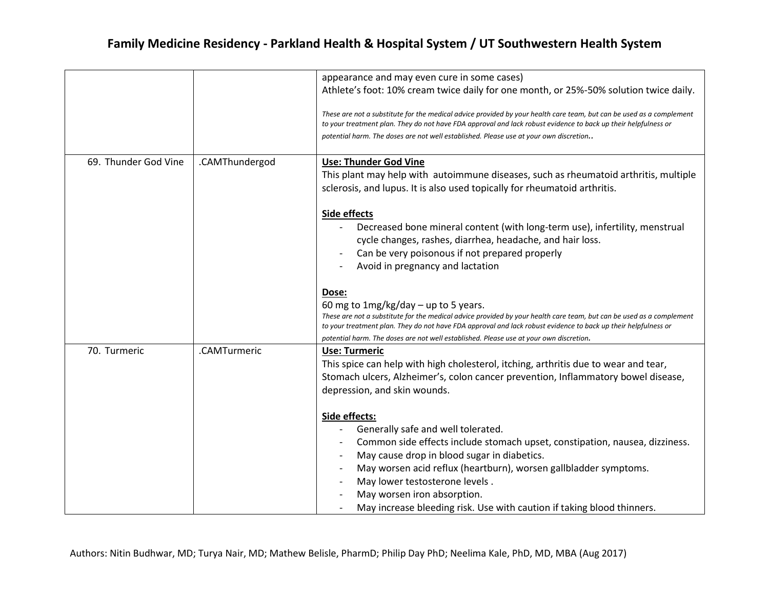| | | |
|---|---|---|
| | | appearance and may even cure in some cases)<br>Athlete's foot: 10% cream twice daily for one month, or 25%-50% solution twice daily.<br><br>*These are not a substitute for the medical advice provided by your health care team, but can be used as a complement to your treatment plan. They do not have FDA approval and lack robust evidence to back up their helpfulness or potential harm. The doses are not well established. Please use at your own discretion..* |
| 69. Thunder God Vine | .CAMThundergod | **Use: Thunder God Vine**<br>This plant may help with autoimmune diseases, such as rheumatoid arthritis, multiple sclerosis, and lupus. It is also used topically for rheumatoid arthritis.<br><br>**Side effects**<br>- Decreased bone mineral content (with long-term use), infertility, menstrual cycle changes, rashes, diarrhea, headache, and hair loss.<br>- Can be very poisonous if not prepared properly<br>- Avoid in pregnancy and lactation<br><br>**Dose:**<br>60 mg to 1mg/kg/day – up to 5 years.<br>*These are not a substitute for the medical advice provided by your health care team, but can be used as a complement to your treatment plan. They do not have FDA approval and lack robust evidence to back up their helpfulness or potential harm. The doses are not well established. Please use at your own discretion.* |
| 70. Turmeric | .CAMTurmeric | **Use: Turmeric**<br>This spice can help with high cholesterol, itching, arthritis due to wear and tear, Stomach ulcers, Alzheimer's, colon cancer prevention, Inflammatory bowel disease, depression, and skin wounds.<br><br>**Side effects:**<br>- Generally safe and well tolerated.<br>- Common side effects include stomach upset, constipation, nausea, dizziness.<br>- May cause drop in blood sugar in diabetics.<br>- May worsen acid reflux (heartburn), worsen gallbladder symptoms.<br>- May lower testosterone levels .<br>- May worsen iron absorption.<br>- May increase bleeding risk. Use with caution if taking blood thinners. |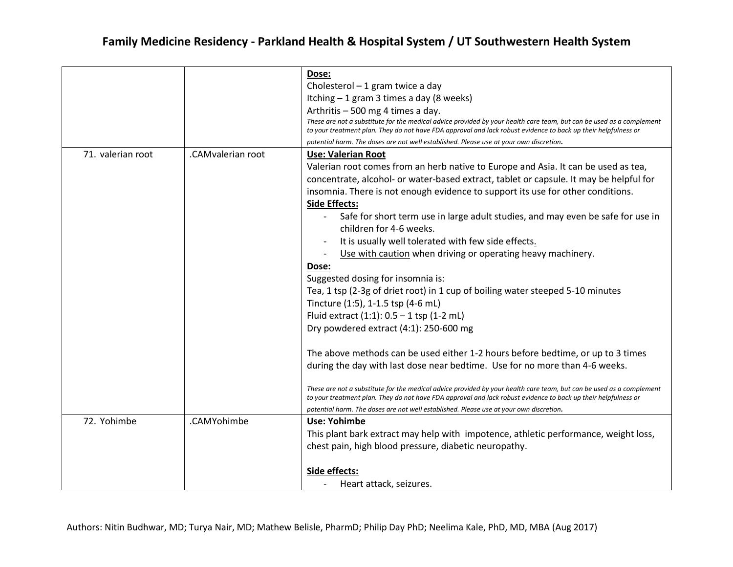| | | **Dose:**<br>Cholesterol – 1 gram twice a day<br>Itching – 1 gram 3 times a day (8 weeks)<br>Arthritis – 500 mg 4 times a day.<br>*These are not a substitute for the medical advice provided by your health care team, but can be used as a complement to your treatment plan. They do not have FDA approval and lack robust evidence to back up their helpfulness or potential harm. The doses are not well established. Please use at your own discretion.* |
|---|---|---|
| 71. valerian root | .CAMvalerian root | **Use: Valerian Root**<br>Valerian root comes from an herb native to Europe and Asia. It can be used as tea, concentrate, alcohol- or water-based extract, tablet or capsule. It may be helpful for insomnia. There is not enough evidence to support its use for other conditions.<br>**Side Effects:**<br>- Safe for short term use in large adult studies, and may even be safe for use in children for 4-6 weeks.<br>- It is usually well tolerated with few side effects.<br>- Use with caution when driving or operating heavy machinery.<br>**Dose:**<br>Suggested dosing for insomnia is:<br>Tea, 1 tsp (2-3g of driet root) in 1 cup of boiling water steeped 5-10 minutes<br>Tincture (1:5), 1-1.5 tsp (4-6 mL)<br>Fluid extract (1:1): 0.5 – 1 tsp (1-2 mL)<br>Dry powdered extract (4:1): 250-600 mg<br><br>The above methods can be used either 1-2 hours before bedtime, or up to 3 times during the day with last dose near bedtime. Use for no more than 4-6 weeks.<br><br>*These are not a substitute for the medical advice provided by your health care team, but can be used as a complement to your treatment plan. They do not have FDA approval and lack robust evidence to back up their helpfulness or potential harm. The doses are not well established. Please use at your own discretion.* |
| 72. Yohimbe | .CAMYohimbe | **Use: Yohimbe**<br>This plant bark extract may help with impotence, athletic performance, weight loss, chest pain, high blood pressure, diabetic neuropathy.<br><br>**Side effects:**<br>- Heart attack, seizures. |

Authors: Nitin Budhwar, MD; Turya Nair, MD; Mathew Belisle, PharmD; Philip Day PhD; Neelima Kale, PhD, MD, MBA (Aug 2017)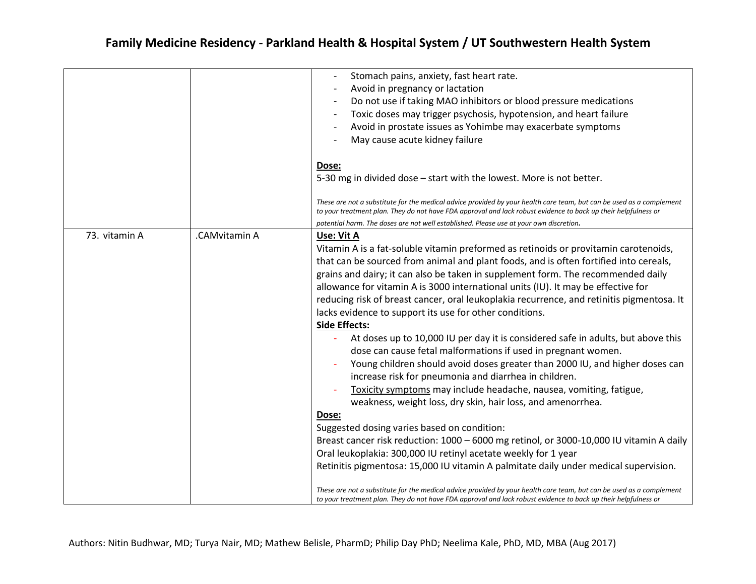| | | |
|---|---|---|
| | | - Stomach pains, anxiety, fast heart rate.<br>- Avoid in pregnancy or lactation<br>- Do not use if taking MAO inhibitors or blood pressure medications<br>- Toxic doses may trigger psychosis, hypotension, and heart failure<br>- Avoid in prostate issues as Yohimbe may exacerbate symptoms<br>- May cause acute kidney failure<br><br>**Dose:**<br>5-30 mg in divided dose – start with the lowest. More is not better.<br><br>*These are not a substitute for the medical advice provided by your health care team, but can be used as a complement to your treatment plan. They do not have FDA approval and lack robust evidence to back up their helpfulness or potential harm. The doses are not well established. Please use at your own discretion.* |
| 73. vitamin A | .CAMvitamin A | **Use: Vit A**<br>Vitamin A is a fat-soluble vitamin preformed as retinoids or provitamin carotenoids, that can be sourced from animal and plant foods, and is often fortified into cereals, grains and dairy; it can also be taken in supplement form. The recommended daily allowance for vitamin A is 3000 international units (IU). It may be effective for reducing risk of breast cancer, oral leukoplakia recurrence, and retinitis pigmentosa. It lacks evidence to support its use for other conditions.<br>**Side Effects:**<br>- At doses up to 10,000 IU per day it is considered safe in adults, but above this dose can cause fetal malformations if used in pregnant women.<br>- Young children should avoid doses greater than 2000 IU, and higher doses can increase risk for pneumonia and diarrhea in children.<br>- Toxicity symptoms may include headache, nausea, vomiting, fatigue, weakness, weight loss, dry skin, hair loss, and amenorrhea.<br>**Dose:**<br>Suggested dosing varies based on condition:<br>Breast cancer risk reduction: 1000 – 6000 mg retinol, or 3000-10,000 IU vitamin A daily<br>Oral leukoplakia: 300,000 IU retinyl acetate weekly for 1 year<br>Retinitis pigmentosa: 15,000 IU vitamin A palmitate daily under medical supervision.<br><br>*These are not a substitute for the medical advice provided by your health care team, but can be used as a complement to your treatment plan. They do not have FDA approval and lack robust evidence to back up their helpfulness or* |

Authors: Nitin Budhwar, MD; Turya Nair, MD; Mathew Belisle, PharmD; Philip Day PhD; Neelima Kale, PhD, MD, MBA (Aug 2017)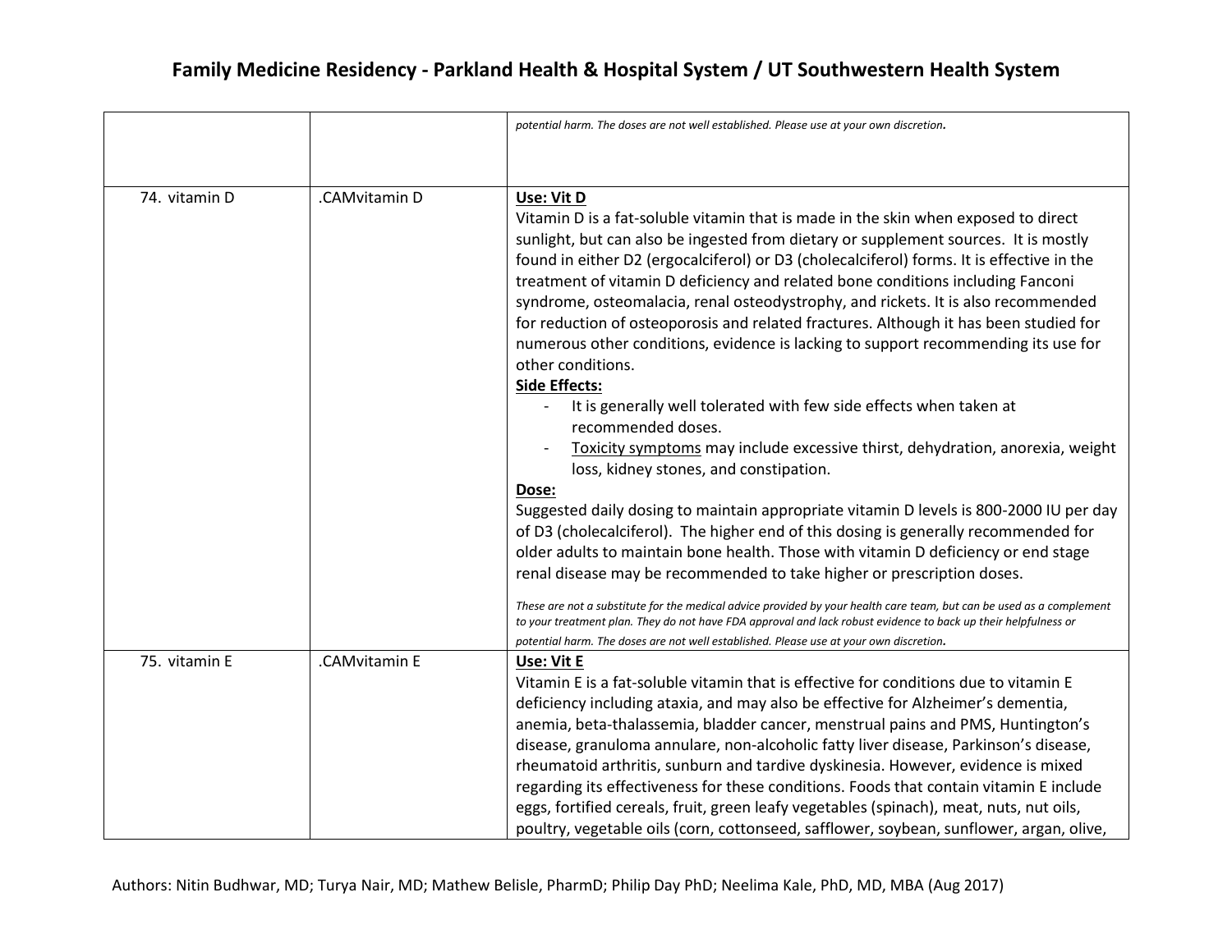| | | |
|---|---|---|
| | | *potential harm. The doses are not well established. Please use at your own discretion.* |
| 74. vitamin D | .CAMvitamin D | **Use: Vit D**<br>Vitamin D is a fat-soluble vitamin that is made in the skin when exposed to direct sunlight, but can also be ingested from dietary or supplement sources. It is mostly found in either D2 (ergocalciferol) or D3 (cholecalciferol) forms. It is effective in the treatment of vitamin D deficiency and related bone conditions including Fanconi syndrome, osteomalacia, renal osteodystrophy, and rickets. It is also recommended for reduction of osteoporosis and related fractures. Although it has been studied for numerous other conditions, evidence is lacking to support recommending its use for other conditions.<br>**Side Effects:**<br>- It is generally well tolerated with few side effects when taken at recommended doses.<br>- Toxicity symptoms may include excessive thirst, dehydration, anorexia, weight loss, kidney stones, and constipation.<br>**Dose:**<br>Suggested daily dosing to maintain appropriate vitamin D levels is 800-2000 IU per day of D3 (cholecalciferol). The higher end of this dosing is generally recommended for older adults to maintain bone health. Those with vitamin D deficiency or end stage renal disease may be recommended to take higher or prescription doses.<br><br>*These are not a substitute for the medical advice provided by your health care team, but can be used as a complement to your treatment plan. They do not have FDA approval and lack robust evidence to back up their helpfulness or potential harm. The doses are not well established. Please use at your own discretion.* |
| 75. vitamin E | .CAMvitamin E | **Use: Vit E**<br>Vitamin E is a fat-soluble vitamin that is effective for conditions due to vitamin E deficiency including ataxia, and may also be effective for Alzheimer's dementia, anemia, beta-thalassemia, bladder cancer, menstrual pains and PMS, Huntington's disease, granuloma annulare, non-alcoholic fatty liver disease, Parkinson's disease, rheumatoid arthritis, sunburn and tardive dyskinesia. However, evidence is mixed regarding its effectiveness for these conditions. Foods that contain vitamin E include eggs, fortified cereals, fruit, green leafy vegetables (spinach), meat, nuts, nut oils, poultry, vegetable oils (corn, cottonseed, safflower, soybean, sunflower, argan, olive, |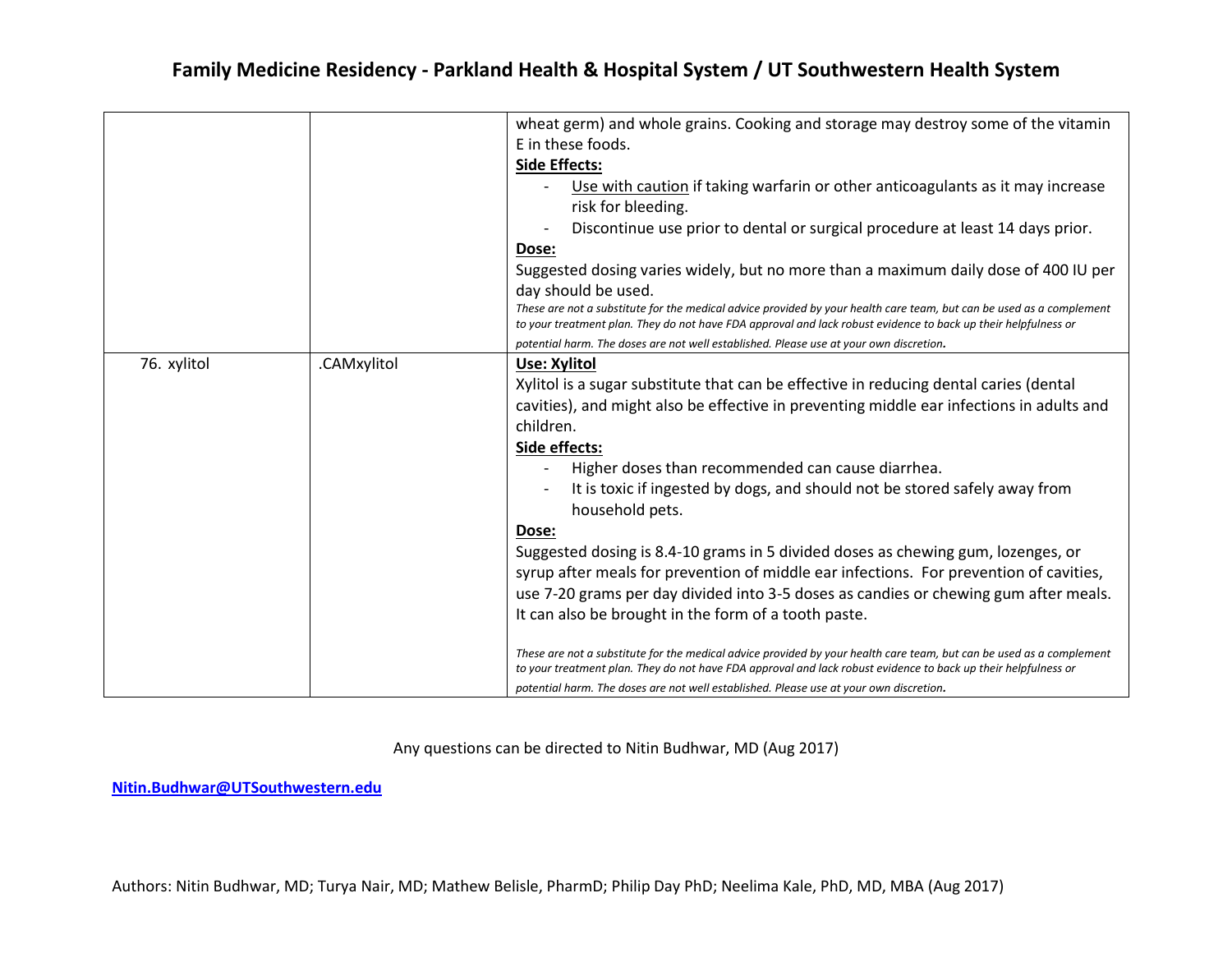| | | |
|---|---|---|
| | | wheat germ) and whole grains. Cooking and storage may destroy some of the vitamin E in these foods.<br>**Side Effects:**<br>- Use with caution if taking warfarin or other anticoagulants as it may increase risk for bleeding.<br>- Discontinue use prior to dental or surgical procedure at least 14 days prior.<br>**Dose:**<br>Suggested dosing varies widely, but no more than a maximum daily dose of 400 IU per day should be used.<br>*These are not a substitute for the medical advice provided by your health care team, but can be used as a complement to your treatment plan. They do not have FDA approval and lack robust evidence to back up their helpfulness or potential harm. The doses are not well established. Please use at your own discretion.* |
| 76. xylitol | .CAMxylitol | **Use: Xylitol**<br>Xylitol is a sugar substitute that can be effective in reducing dental caries (dental cavities), and might also be effective in preventing middle ear infections in adults and children.<br>**Side effects:**<br>- Higher doses than recommended can cause diarrhea.<br>- It is toxic if ingested by dogs, and should not be stored safely away from household pets.<br>**Dose:**<br>Suggested dosing is 8.4-10 grams in 5 divided doses as chewing gum, lozenges, or syrup after meals for prevention of middle ear infections. For prevention of cavities, use 7-20 grams per day divided into 3-5 doses as candies or chewing gum after meals. It can also be brought in the form of a tooth paste.<br><br>*These are not a substitute for the medical advice provided by your health care team, but can be used as a complement to your treatment plan. They do not have FDA approval and lack robust evidence to back up their helpfulness or potential harm. The doses are not well established. Please use at your own discretion.* |

Any questions can be directed to Nitin Budhwar, MD (Aug 2017)

**Nitin.Budhwar@UTSouthwestern.edu**

Authors: Nitin Budhwar, MD; Turya Nair, MD; Mathew Belisle, PharmD; Philip Day PhD; Neelima Kale, PhD, MD, MBA (Aug 2017)